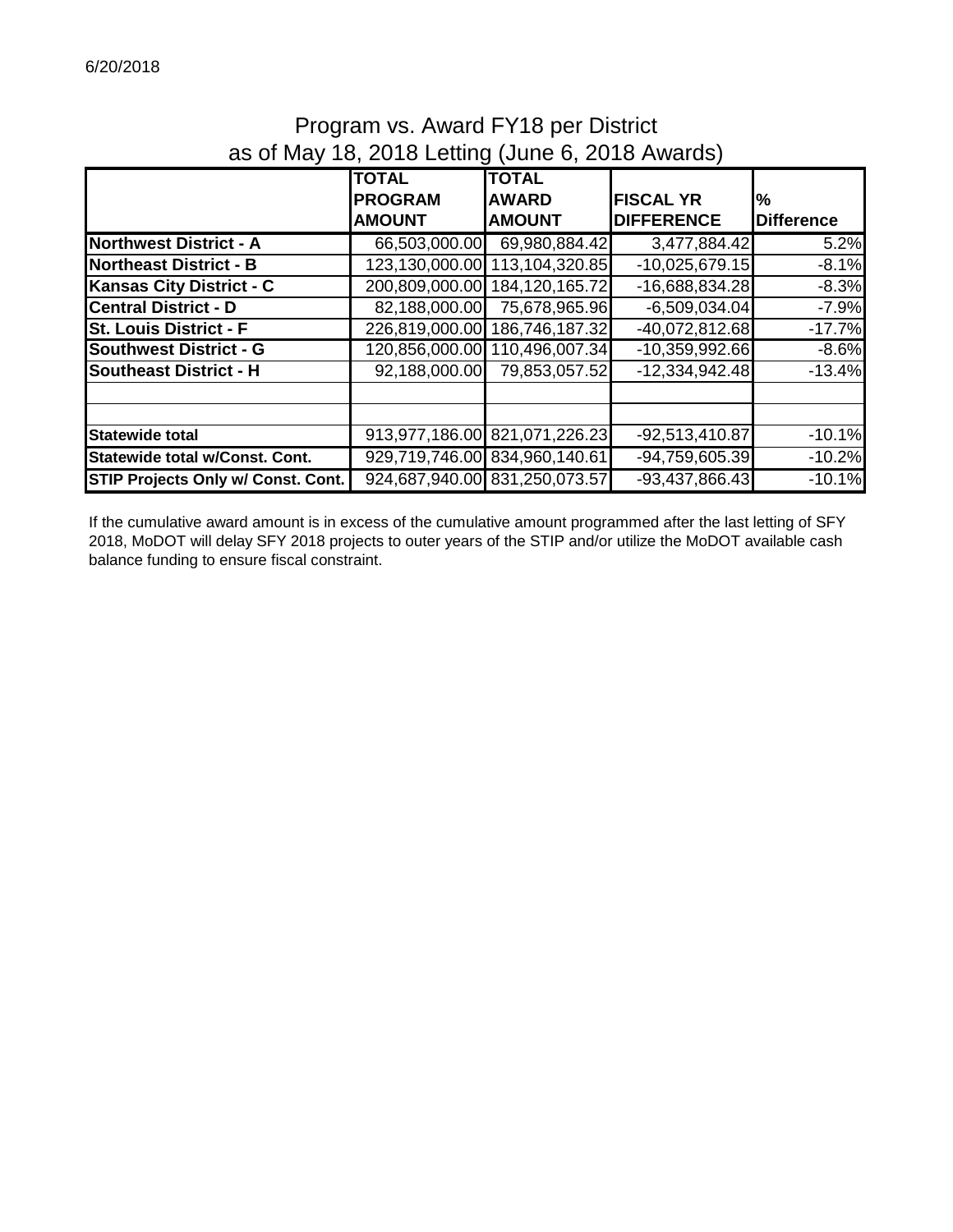6/20/2018

# Program vs. Award FY18 per District
## as of May 18, 2018 Letting (June 6, 2018 Awards)

| | TOTAL PROGRAM AMOUNT | TOTAL AWARD AMOUNT | FISCAL YR DIFFERENCE | % Difference |
|---|---|---|---|---|
| **Northwest District - A** | 66,503,000.00 | 69,980,884.42 | 3,477,884.42 | 5.2% |
| **Northeast District - B** | 123,130,000.00 | 113,104,320.85 | -10,025,679.15 | -8.1% |
| **Kansas City District - C** | 200,809,000.00 | 184,120,165.72 | -16,688,834.28 | -8.3% |
| **Central District - D** | 82,188,000.00 | 75,678,965.96 | -6,509,034.04 | -7.9% |
| **St. Louis District - F** | 226,819,000.00 | 186,746,187.32 | -40,072,812.68 | -17.7% |
| **Southwest District - G** | 120,856,000.00 | 110,496,007.34 | -10,359,992.66 | -8.6% |
| **Southeast District - H** | 92,188,000.00 | 79,853,057.52 | -12,334,942.48 | -13.4% |
| | | | | |
| | | | | |
| **Statewide total** | 913,977,186.00 | 821,071,226.23 | -92,513,410.87 | -10.1% |
| **Statewide total w/Const. Cont.** | 929,719,746.00 | 834,960,140.61 | -94,759,605.39 | -10.2% |
| **STIP Projects Only w/ Const. Cont.** | 924,687,940.00 | 831,250,073.57 | -93,437,866.43 | -10.1% |

If the cumulative award amount is in excess of the cumulative amount programmed after the last letting of SFY 2018, MoDOT will delay SFY 2018 projects to outer years of the STIP and/or utilize the MoDOT available cash balance funding to ensure fiscal constraint.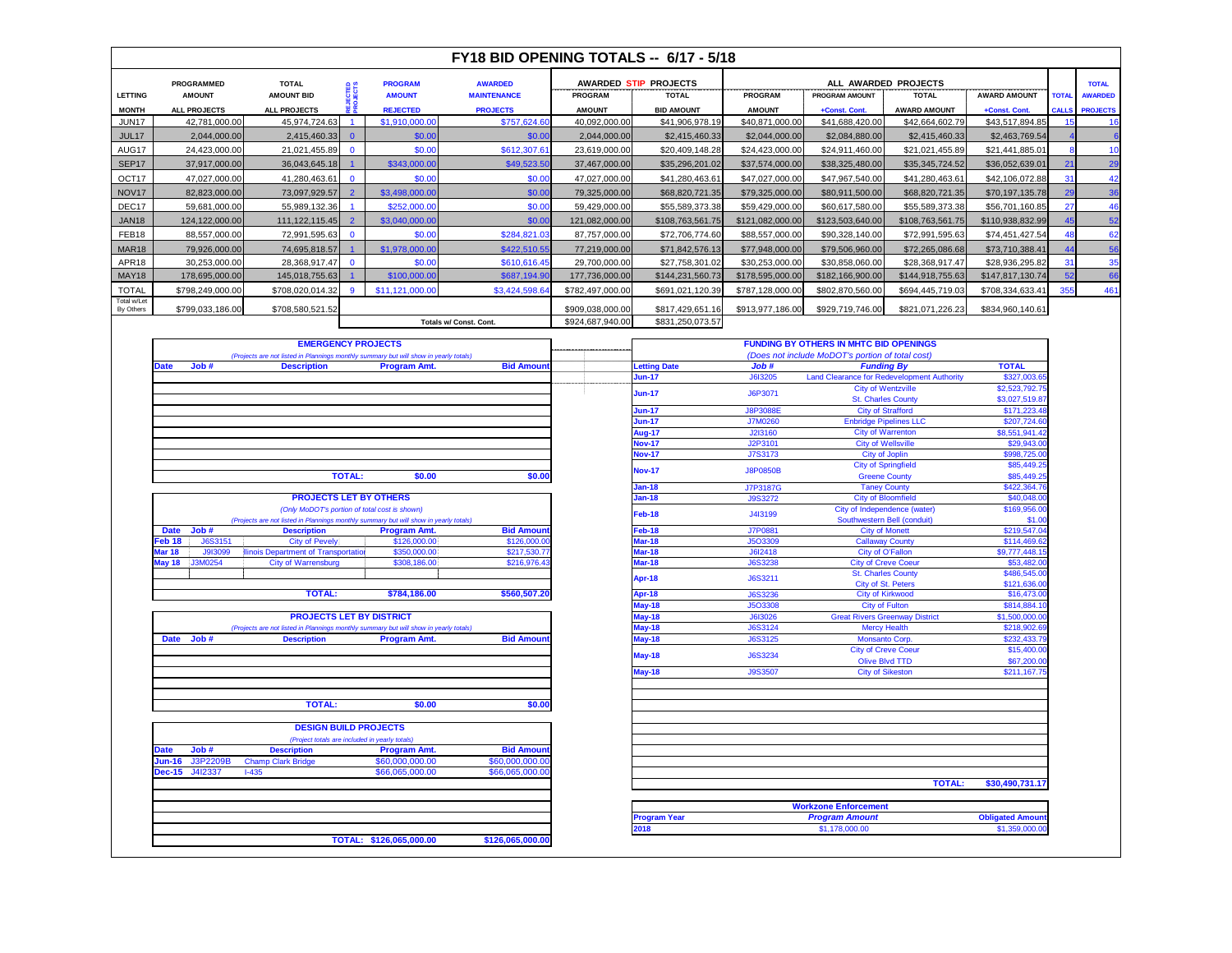# FY18 BID OPENING TOTALS -- 6/17 - 5/18

| LETTING MONTH | PROGRAMMED AMOUNT ALL PROJECTS | TOTAL AMOUNT BID ALL PROJECTS | REJECTED PROJECTS | PROGRAM AMOUNT REJECTED | AWARDED MAINTENANCE PROJECTS | AWARDED STIP PROJECTS PROGRAM AMOUNT | AWARDED STIP PROJECTS TOTAL BID AMOUNT | ALL AWARDED PROJECTS PROGRAM AMOUNT | ALL AWARDED PROJECTS PROGRAM AMOUNT +Const. Cont. | ALL AWARDED PROJECTS TOTAL AWARD AMOUNT | AWARD AMOUNT +Const. Cont. | TOTAL CALLS | TOTAL AWARDED PROJECTS |
|---|---|---|---|---|---|---|---|---|---|---|---|---|---|
| JUN17 | 42,781,000.00 | 45,974,724.63 | 1 | $1,910,000.00 | $757,624.60 | 40,092,000.00 | $41,906,978.19 | $40,871,000.00 | $41,688,420.00 | $42,664,602.79 | $43,517,894.85 | 15 | 16 |
| JUL17 | 2,044,000.00 | 2,415,460.33 | 0 | $0.00 | $0.00 | 2,044,000.00 | $2,415,460.33 | $2,044,000.00 | $2,084,880.00 | $2,415,460.33 | $2,463,769.54 | 4 | 6 |
| AUG17 | 24,423,000.00 | 21,021,455.89 | 0 | $0.00 | $612,307.61 | 23,619,000.00 | $20,409,148.28 | $24,423,000.00 | $24,911,460.00 | $21,021,455.89 | $21,441,885.01 | 8 | 10 |
| SEP17 | 37,917,000.00 | 36,043,645.18 | 1 | $343,000.00 | $49,523.50 | 37,467,000.00 | $35,296,201.02 | $37,574,000.00 | $38,325,480.00 | $35,345,724.52 | $36,052,639.01 | 21 | 29 |
| OCT17 | 47,027,000.00 | 41,280,463.61 | 0 | $0.00 | $0.00 | 47,027,000.00 | $41,280,463.61 | $47,027,000.00 | $47,967,540.00 | $41,280,463.61 | $42,106,072.88 | 31 | 42 |
| NOV17 | 82,823,000.00 | 73,097,929.57 | 2 | $3,498,000.00 | $0.00 | 79,325,000.00 | $68,820,721.35 | $79,325,000.00 | $80,911,500.00 | $68,820,721.35 | $70,197,135.78 | 29 | 36 |
| DEC17 | 59,681,000.00 | 55,989,132.36 | 1 | $252,000.00 | $0.00 | 59,429,000.00 | $55,589,373.38 | $59,429,000.00 | $60,617,580.00 | $55,589,373.38 | $56,701,160.85 | 27 | 46 |
| JAN18 | 124,122,000.00 | 111,122,115.45 | 2 | $3,040,000.00 | $0.00 | 121,082,000.00 | $108,763,561.75 | $121,082,000.00 | $123,503,640.00 | $108,763,561.75 | $110,938,832.99 | 45 | 52 |
| FEB18 | 88,557,000.00 | 72,991,595.63 | 0 | $0.00 | $284,821.03 | 87,757,000.00 | $72,706,774.60 | $88,557,000.00 | $90,328,140.00 | $72,991,595.63 | $74,451,427.54 | 48 | 62 |
| MAR18 | 79,926,000.00 | 74,695,818.57 | 1 | $1,978,000.00 | $422,510.55 | 77,219,000.00 | $71,842,576.13 | $77,948,000.00 | $79,506,960.00 | $72,265,086.68 | $73,710,388.41 | 44 | 56 |
| APR18 | 30,253,000.00 | 28,368,917.47 | 0 | $0.00 | $610,616.45 | 29,700,000.00 | $27,758,301.02 | $30,253,000.00 | $30,858,060.00 | $28,368,917.47 | $28,936,295.82 | 31 | 35 |
| MAY18 | 178,695,000.00 | 145,018,755.63 | 1 | $100,000.00 | $687,194.90 | 177,736,000.00 | $144,231,560.73 | $178,595,000.00 | $182,166,900.00 | $144,918,755.63 | $147,817,130.74 | 52 | 66 |
| TOTAL | $798,249,000.00 | $708,020,014.32 | 9 | $11,121,000.00 | $3,424,598.64 | $782,497,000.00 | $691,021,120.39 | $787,128,000.00 | $802,870,560.00 | $694,445,719.03 | $708,334,633.41 | 355 | 461 |
| Total w/Let By Others | $799,033,186.00 | $708,580,521.52 | | | | $909,038,000.00 | $817,429,651.16 | $913,977,186.00 | $929,719,746.00 | $821,071,226.23 | $834,960,140.61 | | |
| | | | | | Totals w/ Const. Cont. | $924,687,940.00 | $831,250,073.57 | | | | | | |

## EMERGENCY PROJECTS

*(Projects are not listed in Plannings monthly summary but will show in yearly totals)*

| Date | Job # | Description | Program Amt. | Bid Amount |
|---|---|---|---|---|
| | | TOTAL: | $0.00 | $0.00 |

## PROJECTS LET BY OTHERS

*(Only MoDOT's portion of total cost is shown)*

*(Projects are not listed in Plannings monthly summary but will show in yearly totals)*

| Date | Job # | Description | Program Amt. | Bid Amount |
|---|---|---|---|---|
| Feb 18 | J6S3151 | City of Pevely | $126,000.00 | $126,000.00 |
| Mar 18 | J9I3099 | Illinois Department of Transportation | $350,000.00 | $217,530.77 |
| May 18 | J3M0254 | City of Warrensburg | $308,186.00 | $216,976.43 |
| | | TOTAL: | $784,186.00 | $560,507.20 |

## PROJECTS LET BY DISTRICT

*(Projects are not listed in Plannings monthly summary but will show in yearly totals)*

| Date | Job # | Description | Program Amt. | Bid Amount |
|---|---|---|---|---|
| | | TOTAL: | $0.00 | $0.00 |

## DESIGN BUILD PROJECTS

*(Project totals are included in yearly totals)*

| Date | Job # | Description | Program Amt. | Bid Amount |
|---|---|---|---|---|
| Jun-16 | J3P2209B | Champ Clark Bridge | $60,000,000.00 | $60,000,000.00 |
| Dec-15 | J4I2337 | I-435 | $66,065,000.00 | $66,065,000.00 |
| | | TOTAL: | $126,065,000.00 | $126,065,000.00 |

## FUNDING BY OTHERS IN MHTC BID OPENINGS

*(Does not include MoDOT's portion of total cost)*

| Letting Date | Job # | Funding By | TOTAL |
|---|---|---|---|
| Jun-17 | J6I3205 | Land Clearance for Redevelopment Authority | $327,003.65 |
| Jun-17 | J6P3071 | City of Wentzville | $2,523,792.75 |
| | | St. Charles County | $3,027,519.87 |
| Jun-17 | J8P3088E | City of Strafford | $171,223.48 |
| Jun-17 | J7M0260 | Enbridge Pipelines LLC | $207,724.60 |
| Aug-17 | J2I3160 | City of Warrenton | $8,551,941.42 |
| Nov-17 | J2P3101 | City of Wellsville | $29,943.00 |
| Nov-17 | J7S3173 | City of Joplin | $998,725.00 |
| Nov-17 | J8P0850B | City of Springfield | $85,449.25 |
| | | Greene County | $85,449.25 |
| Jan-18 | J7P3187G | Taney County | $422,364.76 |
| Jan-18 | J9S3272 | City of Bloomfield | $40,048.00 |
| Feb-18 | J4I3199 | City of Independence (water) | $169,956.00 |
| | | Southwestern Bell (conduit) | $1.00 |
| Feb-18 | J7P0881 | City of Monett | $219,547.04 |
| Mar-18 | J5O3309 | Callaway County | $114,469.62 |
| Mar-18 | J6I2418 | City of O'Fallon | $9,777,448.15 |
| Mar-18 | J6S3238 | City of Creve Coeur | $53,482.00 |
| Apr-18 | J6S3211 | St. Charles County | $486,545.00 |
| | | City of St. Peters | $121,636.00 |
| Apr-18 | J6S3236 | City of Kirkwood | $16,473.00 |
| May-18 | J5O3308 | City of Fulton | $814,884.10 |
| May-18 | J6I3026 | Great Rivers Greenway District | $1,500,000.00 |
| May-18 | J6S3124 | Mercy Health | $218,902.69 |
| May-18 | J6S3125 | Monsanto Corp. | $232,433.79 |
| May-18 | J6S3234 | City of Creve Coeur | $15,400.00 |
| | | Olive Blvd TTD | $67,200.00 |
| May-18 | J9S3507 | City of Sikeston | $211,167.75 |
| | | TOTAL: | $30,490,731.17 |

## Workzone Enforcement

| Program Year | Program Amount | Obligated Amount |
|---|---|---|
| 2018 | $1,178,000.00 | $1,359,000.00 |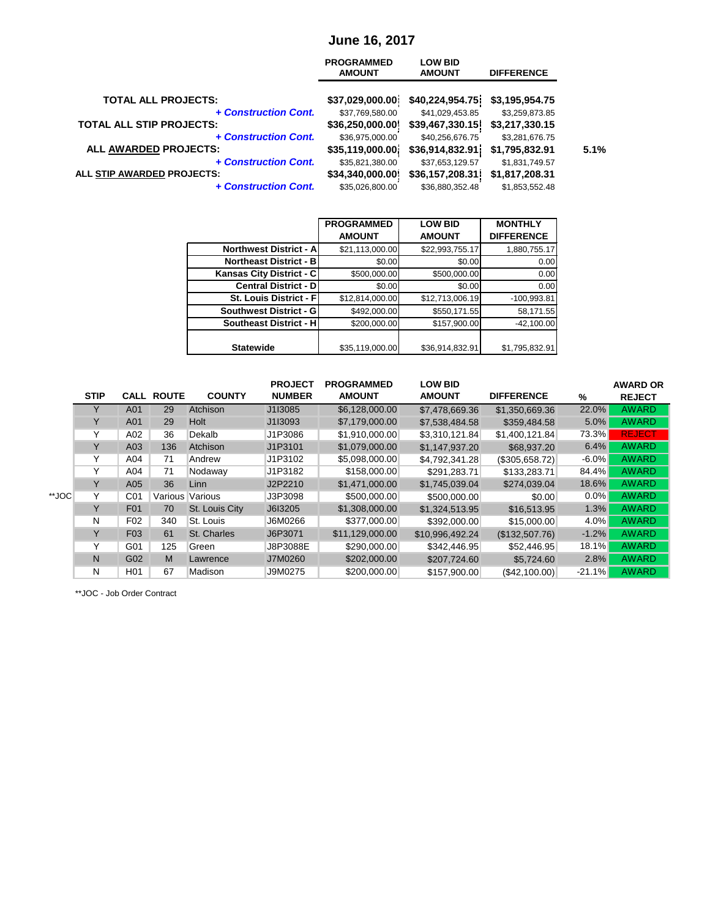# June 16, 2017

| | PROGRAMMED AMOUNT | LOW BID AMOUNT | DIFFERENCE | |
|---|---|---|---|---|
| **TOTAL ALL PROJECTS:** | **$37,029,000.00** | **$40,224,954.75** | **$3,195,954.75** | |
| ***+ Construction Cont.*** | $37,769,580.00 | $41,029,453.85 | $3,259,873.85 | |
| **TOTAL ALL STIP PROJECTS:** | **$36,250,000.00** | **$39,467,330.15** | **$3,217,330.15** | |
| ***+ Construction Cont.*** | $36,975,000.00 | $40,256,676.75 | $3,281,676.75 | |
| **ALL AWARDED PROJECTS:** | **$35,119,000.00** | **$36,914,832.91** | **$1,795,832.91** | **5.1%** |
| ***+ Construction Cont.*** | $35,821,380.00 | $37,653,129.57 | $1,831,749.57 | |
| **ALL STIP AWARDED PROJECTS:** | **$34,340,000.00** | **$36,157,208.31** | **$1,817,208.31** | |
| ***+ Construction Cont.*** | $35,026,800.00 | $36,880,352.48 | $1,853,552.48 | |

| | PROGRAMMED AMOUNT | LOW BID AMOUNT | MONTHLY DIFFERENCE |
|---|---|---|---|
| **Northwest District - A** | $21,113,000.00 | $22,993,755.17 | 1,880,755.17 |
| **Northeast District - B** | $0.00 | $0.00 | 0.00 |
| **Kansas City District - C** | $500,000.00 | $500,000.00 | 0.00 |
| **Central District - D** | $0.00 | $0.00 | 0.00 |
| **St. Louis District - F** | $12,814,000.00 | $12,713,006.19 | -100,993.81 |
| **Southwest District - G** | $492,000.00 | $550,171.55 | 58,171.55 |
| **Southeast District - H** | $200,000.00 | $157,900.00 | -42,100.00 |
| **Statewide** | $35,119,000.00 | $36,914,832.91 | $1,795,832.91 |

| | STIP | CALL | ROUTE | COUNTY | PROJECT NUMBER | PROGRAMMED AMOUNT | LOW BID AMOUNT | DIFFERENCE | % | AWARD OR REJECT |
|---|---|---|---|---|---|---|---|---|---|---|
| | Y | A01 | 29 | Atchison | J1I3085 | $6,128,000.00 | $7,478,669.36 | $1,350,669.36 | 22.0% | AWARD |
| | Y | A01 | 29 | Holt | J1I3093 | $7,179,000.00 | $7,538,484.58 | $359,484.58 | 5.0% | AWARD |
| | Y | A02 | 36 | Dekalb | J1P3086 | $1,910,000.00 | $3,310,121.84 | $1,400,121.84 | 73.3% | REJECT |
| | Y | A03 | 136 | Atchison | J1P3101 | $1,079,000.00 | $1,147,937.20 | $68,937.20 | 6.4% | AWARD |
| | Y | A04 | 71 | Andrew | J1P3102 | $5,098,000.00 | $4,792,341.28 | ($305,658.72) | -6.0% | AWARD |
| | Y | A04 | 71 | Nodaway | J1P3182 | $158,000.00 | $291,283.71 | $133,283.71 | 84.4% | AWARD |
| | Y | A05 | 36 | Linn | J2P2210 | $1,471,000.00 | $1,745,039.04 | $274,039.04 | 18.6% | AWARD |
| **JOC | Y | C01 | Various | Various | J3P3098 | $500,000.00 | $500,000.00 | $0.00 | 0.0% | AWARD |
| | Y | F01 | 70 | St. Louis City | J6I3205 | $1,308,000.00 | $1,324,513.95 | $16,513.95 | 1.3% | AWARD |
| | N | F02 | 340 | St. Louis | J6M0266 | $377,000.00 | $392,000.00 | $15,000.00 | 4.0% | AWARD |
| | Y | F03 | 61 | St. Charles | J6P3071 | $11,129,000.00 | $10,996,492.24 | ($132,507.76) | -1.2% | AWARD |
| | Y | G01 | 125 | Green | J8P3088E | $290,000.00 | $342,446.95 | $52,446.95 | 18.1% | AWARD |
| | N | G02 | M | Lawrence | J7M0260 | $202,000.00 | $207,724.60 | $5,724.60 | 2.8% | AWARD |
| | N | H01 | 67 | Madison | J9M0275 | $200,000.00 | $157,900.00 | ($42,100.00) | -21.1% | AWARD |

**JOC - Job Order Contract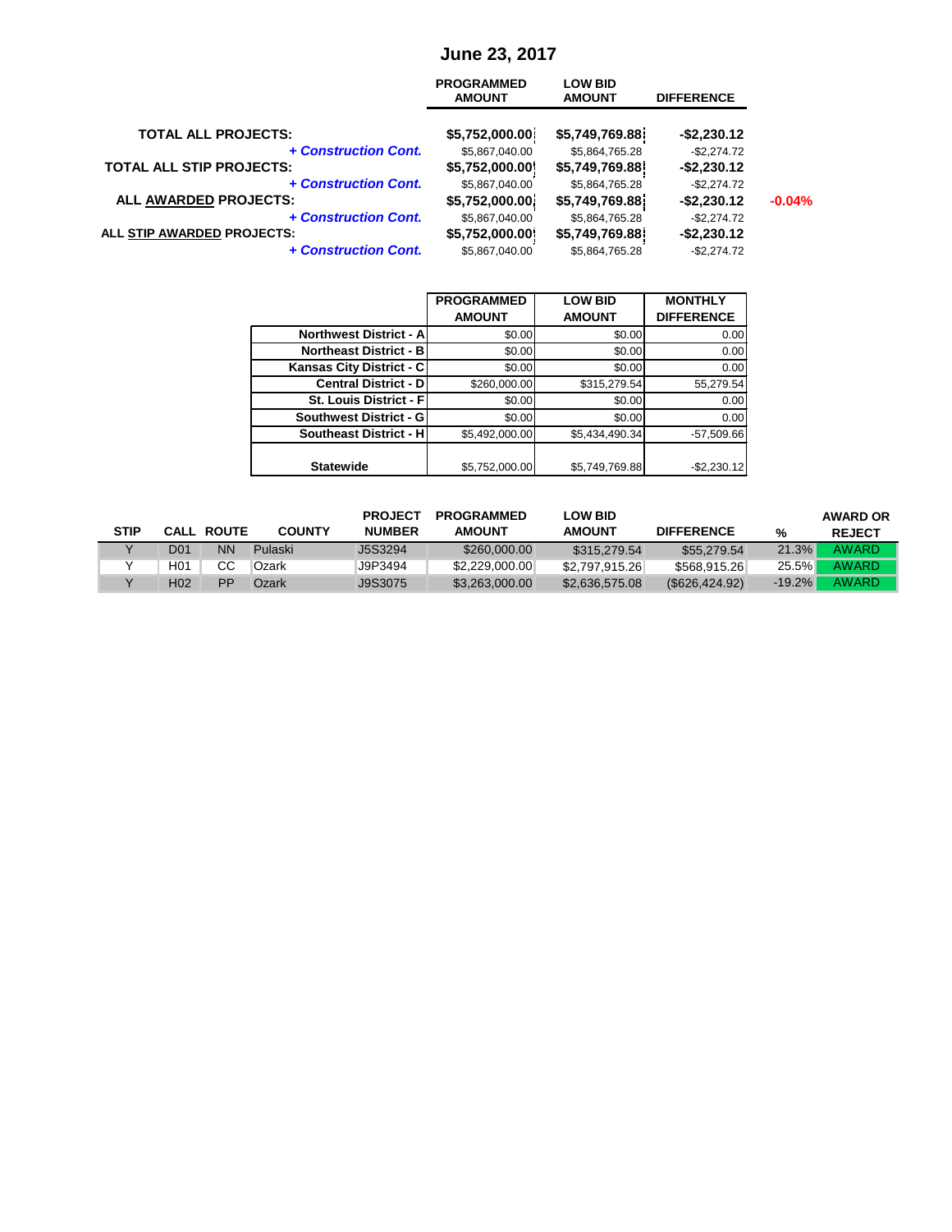# June 23, 2017

| | PROGRAMMED AMOUNT | LOW BID AMOUNT | DIFFERENCE | |
|---|---|---|---|---|
| **TOTAL ALL PROJECTS:** | **$5,752,000.00** | **$5,749,769.88** | **-$2,230.12** | |
| ***+ Construction Cont.*** | $5,867,040.00 | $5,864,765.28 | -$2,274.72 | |
| **TOTAL ALL STIP PROJECTS:** | **$5,752,000.00** | **$5,749,769.88** | **-$2,230.12** | |
| ***+ Construction Cont.*** | $5,867,040.00 | $5,864,765.28 | -$2,274.72 | |
| **ALL AWARDED PROJECTS:** | **$5,752,000.00** | **$5,749,769.88** | **-$2,230.12** | -0.04% |
| ***+ Construction Cont.*** | $5,867,040.00 | $5,864,765.28 | -$2,274.72 | |
| **ALL STIP AWARDED PROJECTS:** | **$5,752,000.00** | **$5,749,769.88** | **-$2,230.12** | |
| ***+ Construction Cont.*** | $5,867,040.00 | $5,864,765.28 | -$2,274.72 | |

| | PROGRAMMED AMOUNT | LOW BID AMOUNT | MONTHLY DIFFERENCE |
|---|---|---|---|
| **Northwest District - A** | $0.00 | $0.00 | 0.00 |
| **Northeast District - B** | $0.00 | $0.00 | 0.00 |
| **Kansas City District - C** | $0.00 | $0.00 | 0.00 |
| **Central District - D** | $260,000.00 | $315,279.54 | 55,279.54 |
| **St. Louis District - F** | $0.00 | $0.00 | 0.00 |
| **Southwest District - G** | $0.00 | $0.00 | 0.00 |
| **Southeast District - H** | $5,492,000.00 | $5,434,490.34 | -57,509.66 |
| **Statewide** | $5,752,000.00 | $5,749,769.88 | -$2,230.12 |

| STIP | CALL | ROUTE | COUNTY | PROJECT NUMBER | PROGRAMMED AMOUNT | LOW BID AMOUNT | DIFFERENCE | % | AWARD OR REJECT |
|---|---|---|---|---|---|---|---|---|---|
| Y | D01 | NN | Pulaski | J5S3294 | $260,000.00 | $315,279.54 | $55,279.54 | 21.3% | AWARD |
| Y | H01 | CC | Ozark | J9P3494 | $2,229,000.00 | $2,797,915.26 | $568,915.26 | 25.5% | AWARD |
| Y | H02 | PP | Ozark | J9S3075 | $3,263,000.00 | $2,636,575.08 | ($626,424.92) | -19.2% | AWARD |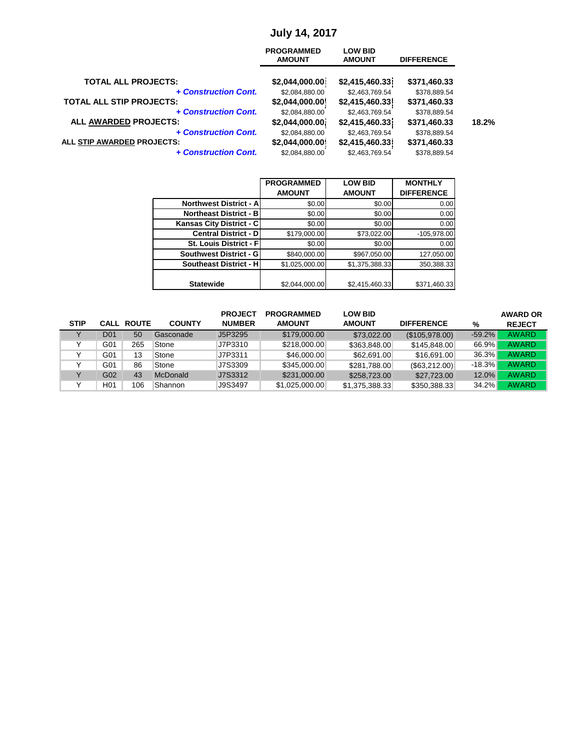# July 14, 2017

| | PROGRAMMED AMOUNT | LOW BID AMOUNT | DIFFERENCE | |
|---|---|---|---|---|
| **TOTAL ALL PROJECTS:** | **$2,044,000.00** | **$2,415,460.33** | **$371,460.33** | |
| ***+ Construction Cont.*** | $2,084,880.00 | $2,463,769.54 | $378,889.54 | |
| **TOTAL ALL STIP PROJECTS:** | **$2,044,000.00** | **$2,415,460.33** | **$371,460.33** | |
| ***+ Construction Cont.*** | $2,084,880.00 | $2,463,769.54 | $378,889.54 | |
| **ALL AWARDED PROJECTS:** | **$2,044,000.00** | **$2,415,460.33** | **$371,460.33** | **18.2%** |
| ***+ Construction Cont.*** | $2,084,880.00 | $2,463,769.54 | $378,889.54 | |
| **ALL STIP AWARDED PROJECTS:** | **$2,044,000.00** | **$2,415,460.33** | **$371,460.33** | |
| ***+ Construction Cont.*** | $2,084,880.00 | $2,463,769.54 | $378,889.54 | |

| | PROGRAMMED AMOUNT | LOW BID AMOUNT | MONTHLY DIFFERENCE |
|---|---|---|---|
| **Northwest District - A** | $0.00 | $0.00 | 0.00 |
| **Northeast District - B** | $0.00 | $0.00 | 0.00 |
| **Kansas City District - C** | $0.00 | $0.00 | 0.00 |
| **Central District - D** | $179,000.00 | $73,022.00 | -105,978.00 |
| **St. Louis District - F** | $0.00 | $0.00 | 0.00 |
| **Southwest District - G** | $840,000.00 | $967,050.00 | 127,050.00 |
| **Southeast District - H** | $1,025,000.00 | $1,375,388.33 | 350,388.33 |
| **Statewide** | $2,044,000.00 | $2,415,460.33 | $371,460.33 |

| STIP | CALL | ROUTE | COUNTY | PROJECT NUMBER | PROGRAMMED AMOUNT | LOW BID AMOUNT | DIFFERENCE | % | AWARD OR REJECT |
|---|---|---|---|---|---|---|---|---|---|
| Y | D01 | 50 | Gasconade | J5P3295 | $179,000.00 | $73,022.00 | ($105,978.00) | -59.2% | AWARD |
| Y | G01 | 265 | Stone | J7P3310 | $218,000.00 | $363,848.00 | $145,848.00 | 66.9% | AWARD |
| Y | G01 | 13 | Stone | J7P3311 | $46,000.00 | $62,691.00 | $16,691.00 | 36.3% | AWARD |
| Y | G01 | 86 | Stone | J7S3309 | $345,000.00 | $281,788.00 | ($63,212.00) | -18.3% | AWARD |
| Y | G02 | 43 | McDonald | J7S3312 | $231,000.00 | $258,723.00 | $27,723.00 | 12.0% | AWARD |
| Y | H01 | 106 | Shannon | J9S3497 | $1,025,000.00 | $1,375,388.33 | $350,388.33 | 34.2% | AWARD |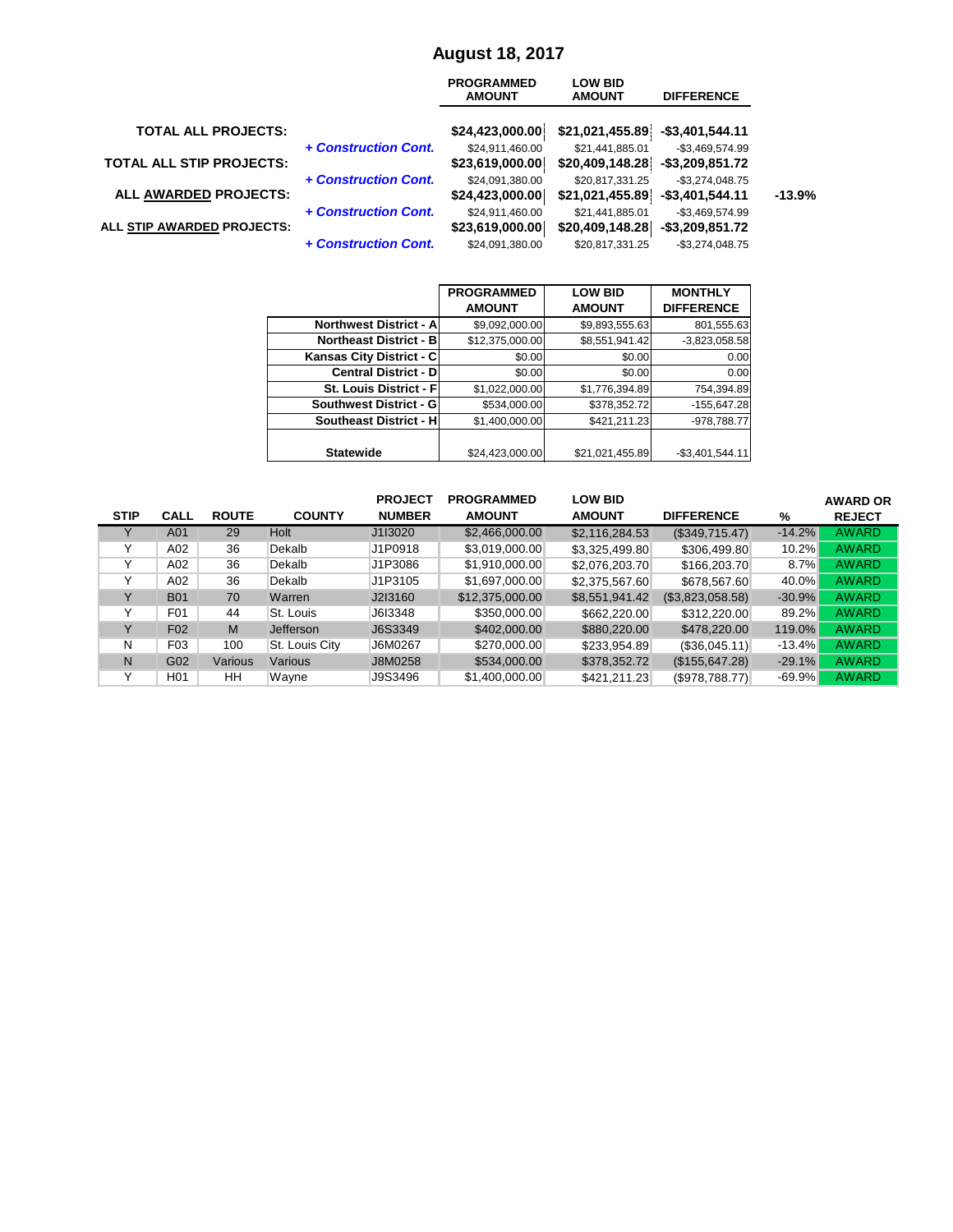# August 18, 2017

| | | PROGRAMMED AMOUNT | LOW BID AMOUNT | DIFFERENCE | |
|---|---|---|---|---|---|
| **TOTAL ALL PROJECTS:** | | **$24,423,000.00** | **$21,021,455.89** | **-$3,401,544.11** | |
| | ***+ Construction Cont.*** | $24,911,460.00 | $21,441,885.01 | -$3,469,574.99 | |
| **TOTAL ALL STIP PROJECTS:** | | **$23,619,000.00** | **$20,409,148.28** | **-$3,209,851.72** | |
| | ***+ Construction Cont.*** | $24,091,380.00 | $20,817,331.25 | -$3,274,048.75 | |
| **ALL AWARDED PROJECTS:** | | **$24,423,000.00** | **$21,021,455.89** | **-$3,401,544.11** | **-13.9%** |
| | ***+ Construction Cont.*** | $24,911,460.00 | $21,441,885.01 | -$3,469,574.99 | |
| **ALL STIP AWARDED PROJECTS:** | | **$23,619,000.00** | **$20,409,148.28** | **-$3,209,851.72** | |
| | ***+ Construction Cont.*** | $24,091,380.00 | $20,817,331.25 | -$3,274,048.75 | |

| | PROGRAMMED AMOUNT | LOW BID AMOUNT | MONTHLY DIFFERENCE |
|---|---|---|---|
| **Northwest District - A** | $9,092,000.00 | $9,893,555.63 | 801,555.63 |
| **Northeast District - B** | $12,375,000.00 | $8,551,941.42 | -3,823,058.58 |
| **Kansas City District - C** | $0.00 | $0.00 | 0.00 |
| **Central District - D** | $0.00 | $0.00 | 0.00 |
| **St. Louis District - F** | $1,022,000.00 | $1,776,394.89 | 754,394.89 |
| **Southwest District - G** | $534,000.00 | $378,352.72 | -155,647.28 |
| **Southeast District - H** | $1,400,000.00 | $421,211.23 | -978,788.77 |
| **Statewide** | $24,423,000.00 | $21,021,455.89 | -$3,401,544.11 |

| STIP | CALL | ROUTE | COUNTY | PROJECT NUMBER | PROGRAMMED AMOUNT | LOW BID AMOUNT | DIFFERENCE | % | AWARD OR REJECT |
|---|---|---|---|---|---|---|---|---|---|
| Y | A01 | 29 | Holt | J1I3020 | $2,466,000.00 | $2,116,284.53 | ($349,715.47) | -14.2% | AWARD |
| Y | A02 | 36 | Dekalb | J1P0918 | $3,019,000.00 | $3,325,499.80 | $306,499.80 | 10.2% | AWARD |
| Y | A02 | 36 | Dekalb | J1P3086 | $1,910,000.00 | $2,076,203.70 | $166,203.70 | 8.7% | AWARD |
| Y | A02 | 36 | Dekalb | J1P3105 | $1,697,000.00 | $2,375,567.60 | $678,567.60 | 40.0% | AWARD |
| Y | B01 | 70 | Warren | J2I3160 | $12,375,000.00 | $8,551,941.42 | ($3,823,058.58) | -30.9% | AWARD |
| Y | F01 | 44 | St. Louis | J6I3348 | $350,000.00 | $662,220.00 | $312,220.00 | 89.2% | AWARD |
| Y | F02 | M | Jefferson | J6S3349 | $402,000.00 | $880,220.00 | $478,220.00 | 119.0% | AWARD |
| N | F03 | 100 | St. Louis City | J6M0267 | $270,000.00 | $233,954.89 | ($36,045.11) | -13.4% | AWARD |
| N | G02 | Various | Various | J8M0258 | $534,000.00 | $378,352.72 | ($155,647.28) | -29.1% | AWARD |
| Y | H01 | HH | Wayne | J9S3496 | $1,400,000.00 | $421,211.23 | ($978,788.77) | -69.9% | AWARD |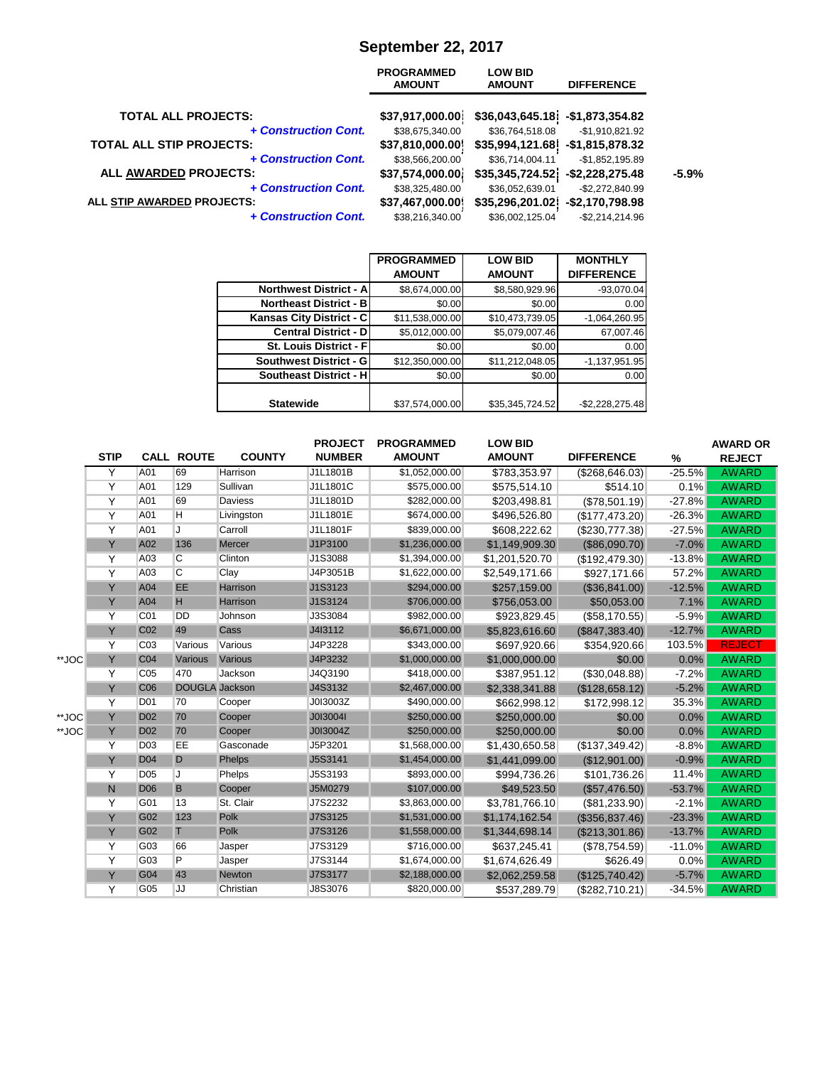# September 22, 2017

| | PROGRAMMED AMOUNT | LOW BID AMOUNT | DIFFERENCE | |
|---|---|---|---|---|
| **TOTAL ALL PROJECTS:** | **$37,917,000.00** | **$36,043,645.18** | **-$1,873,354.82** | |
| ***+ Construction Cont.*** | $38,675,340.00 | $36,764,518.08 | -$1,910,821.92 | |
| **TOTAL ALL STIP PROJECTS:** | **$37,810,000.00** | **$35,994,121.68** | **-$1,815,878.32** | |
| ***+ Construction Cont.*** | $38,566,200.00 | $36,714,004.11 | -$1,852,195.89 | |
| **ALL AWARDED PROJECTS:** | **$37,574,000.00** | **$35,345,724.52** | **-$2,228,275.48** | **-5.9%** |
| ***+ Construction Cont.*** | $38,325,480.00 | $36,052,639.01 | -$2,272,840.99 | |
| **ALL STIP AWARDED PROJECTS:** | **$37,467,000.00** | **$35,296,201.02** | **-$2,170,798.98** | |
| ***+ Construction Cont.*** | $38,216,340.00 | $36,002,125.04 | -$2,214,214.96 | |

| | PROGRAMMED AMOUNT | LOW BID AMOUNT | MONTHLY DIFFERENCE |
|---|---|---|---|
| **Northwest District - A** | $8,674,000.00 | $8,580,929.96 | -93,070.04 |
| **Northeast District - B** | $0.00 | $0.00 | 0.00 |
| **Kansas City District - C** | $11,538,000.00 | $10,473,739.05 | -1,064,260.95 |
| **Central District - D** | $5,012,000.00 | $5,079,007.46 | 67,007.46 |
| **St. Louis District - F** | $0.00 | $0.00 | 0.00 |
| **Southwest District - G** | $12,350,000.00 | $11,212,048.05 | -1,137,951.95 |
| **Southeast District - H** | $0.00 | $0.00 | 0.00 |
| **Statewide** | $37,574,000.00 | $35,345,724.52 | -$2,228,275.48 |

| | STIP | CALL | ROUTE | COUNTY | PROJECT NUMBER | PROGRAMMED AMOUNT | LOW BID AMOUNT | DIFFERENCE | % | AWARD OR REJECT |
|---|---|---|---|---|---|---|---|---|---|---|
| | Y | A01 | 69 | Harrison | J1L1801B | $1,052,000.00 | $783,353.97 | ($268,646.03) | -25.5% | AWARD |
| | Y | A01 | 129 | Sullivan | J1L1801C | $575,000.00 | $575,514.10 | $514.10 | 0.1% | AWARD |
| | Y | A01 | 69 | Daviess | J1L1801D | $282,000.00 | $203,498.81 | ($78,501.19) | -27.8% | AWARD |
| | Y | A01 | H | Livingston | J1L1801E | $674,000.00 | $496,526.80 | ($177,473.20) | -26.3% | AWARD |
| | Y | A01 | J | Carroll | J1L1801F | $839,000.00 | $608,222.62 | ($230,777.38) | -27.5% | AWARD |
| | Y | A02 | 136 | Mercer | J1P3100 | $1,236,000.00 | $1,149,909.30 | ($86,090.70) | -7.0% | AWARD |
| | Y | A03 | C | Clinton | J1S3088 | $1,394,000.00 | $1,201,520.70 | ($192,479.30) | -13.8% | AWARD |
| | Y | A03 | C | Clay | J4P3051B | $1,622,000.00 | $2,549,171.66 | $927,171.66 | 57.2% | AWARD |
| | Y | A04 | EE | Harrison | J1S3123 | $294,000.00 | $257,159.00 | ($36,841.00) | -12.5% | AWARD |
| | Y | A04 | H | Harrison | J1S3124 | $706,000.00 | $756,053.00 | $50,053.00 | 7.1% | AWARD |
| | Y | C01 | DD | Johnson | J3S3084 | $982,000.00 | $923,829.45 | ($58,170.55) | -5.9% | AWARD |
| | Y | C02 | 49 | Cass | J4I3112 | $6,671,000.00 | $5,823,616.60 | ($847,383.40) | -12.7% | AWARD |
| | Y | C03 | Various | Various | J4P3228 | $343,000.00 | $697,920.66 | $354,920.66 | 103.5% | REJECT |
| **JOC | Y | C04 | Various | Various | J4P3232 | $1,000,000.00 | $1,000,000.00 | $0.00 | 0.0% | AWARD |
| | Y | C05 | 470 | Jackson | J4Q3190 | $418,000.00 | $387,951.12 | ($30,048.88) | -7.2% | AWARD |
| | Y | C06 | DOUGLA | Jackson | J4S3132 | $2,467,000.00 | $2,338,341.88 | ($128,658.12) | -5.2% | AWARD |
| | Y | D01 | 70 | Cooper | J0I3003Z | $490,000.00 | $662,998.12 | $172,998.12 | 35.3% | AWARD |
| **JOC | Y | D02 | 70 | Cooper | J0I3004I | $250,000.00 | $250,000.00 | $0.00 | 0.0% | AWARD |
| **JOC | Y | D02 | 70 | Cooper | J0I3004Z | $250,000.00 | $250,000.00 | $0.00 | 0.0% | AWARD |
| | Y | D03 | EE | Gasconade | J5P3201 | $1,568,000.00 | $1,430,650.58 | ($137,349.42) | -8.8% | AWARD |
| | Y | D04 | D | Phelps | J5S3141 | $1,454,000.00 | $1,441,099.00 | ($12,901.00) | -0.9% | AWARD |
| | Y | D05 | J | Phelps | J5S3193 | $893,000.00 | $994,736.26 | $101,736.26 | 11.4% | AWARD |
| | N | D06 | B | Cooper | J5M0279 | $107,000.00 | $49,523.50 | ($57,476.50) | -53.7% | AWARD |
| | Y | G01 | 13 | St. Clair | J7S2232 | $3,863,000.00 | $3,781,766.10 | ($81,233.90) | -2.1% | AWARD |
| | Y | G02 | 123 | Polk | J7S3125 | $1,531,000.00 | $1,174,162.54 | ($356,837.46) | -23.3% | AWARD |
| | Y | G02 | T | Polk | J7S3126 | $1,558,000.00 | $1,344,698.14 | ($213,301.86) | -13.7% | AWARD |
| | Y | G03 | 66 | Jasper | J7S3129 | $716,000.00 | $637,245.41 | ($78,754.59) | -11.0% | AWARD |
| | Y | G03 | P | Jasper | J7S3144 | $1,674,000.00 | $1,674,626.49 | $626.49 | 0.0% | AWARD |
| | Y | G04 | 43 | Newton | J7S3177 | $2,188,000.00 | $2,062,259.58 | ($125,740.42) | -5.7% | AWARD |
| | Y | G05 | JJ | Christian | J8S3076 | $820,000.00 | $537,289.79 | ($282,710.21) | -34.5% | AWARD |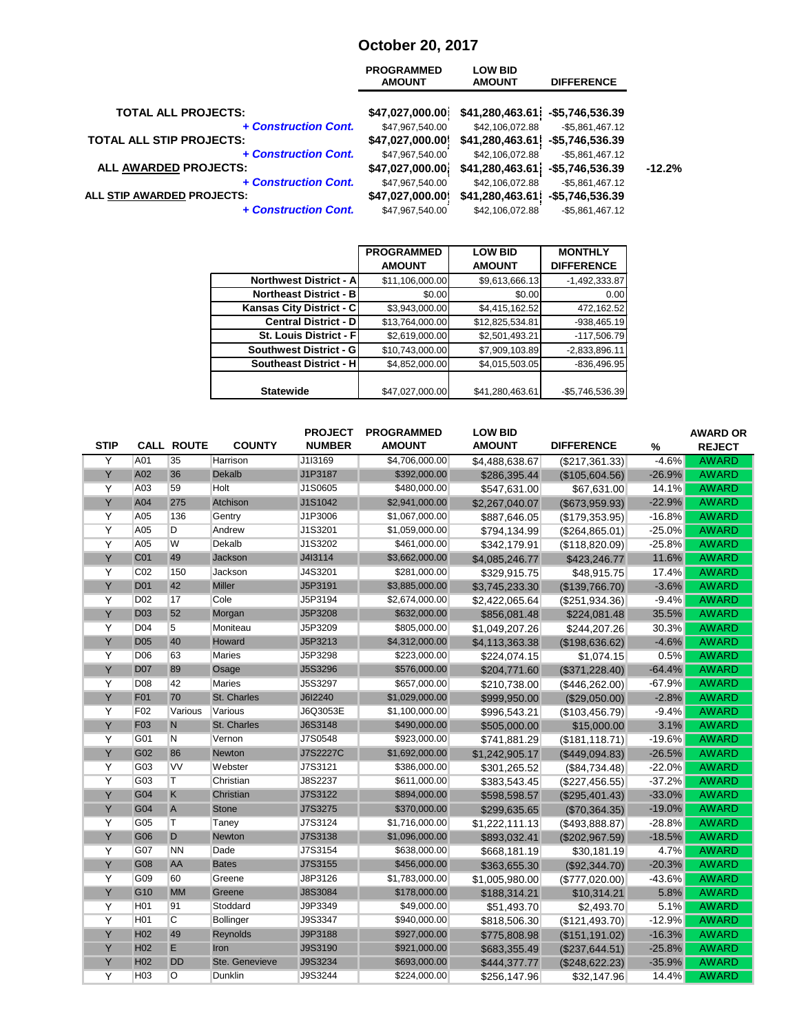# October 20, 2017

| | PROGRAMMED AMOUNT | LOW BID AMOUNT | DIFFERENCE | |
|---|---|---|---|---|
| **TOTAL ALL PROJECTS:** | $47,027,000.00 | $41,280,463.61 | -$5,746,536.39 | |
| ***+ Construction Cont.*** | $47,967,540.00 | $42,106,072.88 | -$5,861,467.12 | |
| **TOTAL ALL STIP PROJECTS:** | $47,027,000.00 | $41,280,463.61 | -$5,746,536.39 | |
| ***+ Construction Cont.*** | $47,967,540.00 | $42,106,072.88 | -$5,861,467.12 | |
| **ALL AWARDED PROJECTS:** | $47,027,000.00 | $41,280,463.61 | -$5,746,536.39 | -12.2% |
| ***+ Construction Cont.*** | $47,967,540.00 | $42,106,072.88 | -$5,861,467.12 | |
| **ALL STIP AWARDED PROJECTS:** | $47,027,000.00 | $41,280,463.61 | -$5,746,536.39 | |
| ***+ Construction Cont.*** | $47,967,540.00 | $42,106,072.88 | -$5,861,467.12 | |

| | PROGRAMMED AMOUNT | LOW BID AMOUNT | MONTHLY DIFFERENCE |
|---|---|---|---|
| **Northwest District - A** | $11,106,000.00 | $9,613,666.13 | -1,492,333.87 |
| **Northeast District - B** | $0.00 | $0.00 | 0.00 |
| **Kansas City District - C** | $3,943,000.00 | $4,415,162.52 | 472,162.52 |
| **Central District - D** | $13,764,000.00 | $12,825,534.81 | -938,465.19 |
| **St. Louis District - F** | $2,619,000.00 | $2,501,493.21 | -117,506.79 |
| **Southwest District - G** | $10,743,000.00 | $7,909,103.89 | -2,833,896.11 |
| **Southeast District - H** | $4,852,000.00 | $4,015,503.05 | -836,496.95 |
| **Statewide** | $47,027,000.00 | $41,280,463.61 | -$5,746,536.39 |

| STIP | CALL | ROUTE | COUNTY | PROJECT NUMBER | PROGRAMMED AMOUNT | LOW BID AMOUNT | DIFFERENCE | % | AWARD OR REJECT |
|---|---|---|---|---|---|---|---|---|---|
| Y | A01 | 35 | Harrison | J1I3169 | $4,706,000.00 | $4,488,638.67 | ($217,361.33) | -4.6% | AWARD |
| Y | A02 | 36 | Dekalb | J1P3187 | $392,000.00 | $286,395.44 | ($105,604.56) | -26.9% | AWARD |
| Y | A03 | 59 | Holt | J1S0605 | $480,000.00 | $547,631.00 | $67,631.00 | 14.1% | AWARD |
| Y | A04 | 275 | Atchison | J1S1042 | $2,941,000.00 | $2,267,040.07 | ($673,959.93) | -22.9% | AWARD |
| Y | A05 | 136 | Gentry | J1P3006 | $1,067,000.00 | $887,646.05 | ($179,353.95) | -16.8% | AWARD |
| Y | A05 | D | Andrew | J1S3201 | $1,059,000.00 | $794,134.99 | ($264,865.01) | -25.0% | AWARD |
| Y | A05 | W | Dekalb | J1S3202 | $461,000.00 | $342,179.91 | ($118,820.09) | -25.8% | AWARD |
| Y | C01 | 49 | Jackson | J4I3114 | $3,662,000.00 | $4,085,246.77 | $423,246.77 | 11.6% | AWARD |
| Y | C02 | 150 | Jackson | J4S3201 | $281,000.00 | $329,915.75 | $48,915.75 | 17.4% | AWARD |
| Y | D01 | 42 | Miller | J5P3191 | $3,885,000.00 | $3,745,233.30 | ($139,766.70) | -3.6% | AWARD |
| Y | D02 | 17 | Cole | J5P3194 | $2,674,000.00 | $2,422,065.64 | ($251,934.36) | -9.4% | AWARD |
| Y | D03 | 52 | Morgan | J5P3208 | $632,000.00 | $856,081.48 | $224,081.48 | 35.5% | AWARD |
| Y | D04 | 5 | Moniteau | J5P3209 | $805,000.00 | $1,049,207.26 | $244,207.26 | 30.3% | AWARD |
| Y | D05 | 40 | Howard | J5P3213 | $4,312,000.00 | $4,113,363.38 | ($198,636.62) | -4.6% | AWARD |
| Y | D06 | 63 | Maries | J5P3298 | $223,000.00 | $224,074.15 | $1,074.15 | 0.5% | AWARD |
| Y | D07 | 89 | Osage | J5S3296 | $576,000.00 | $204,771.60 | ($371,228.40) | -64.4% | AWARD |
| Y | D08 | 42 | Maries | J5S3297 | $657,000.00 | $210,738.00 | ($446,262.00) | -67.9% | AWARD |
| Y | F01 | 70 | St. Charles | J6I2240 | $1,029,000.00 | $999,950.00 | ($29,050.00) | -2.8% | AWARD |
| Y | F02 | Various | Various | J6Q3053E | $1,100,000.00 | $996,543.21 | ($103,456.79) | -9.4% | AWARD |
| Y | F03 | N | St. Charles | J6S3148 | $490,000.00 | $505,000.00 | $15,000.00 | 3.1% | AWARD |
| Y | G01 | N | Vernon | J7S0548 | $923,000.00 | $741,881.29 | ($181,118.71) | -19.6% | AWARD |
| Y | G02 | 86 | Newton | J7S2227C | $1,692,000.00 | $1,242,905.17 | ($449,094.83) | -26.5% | AWARD |
| Y | G03 | VV | Webster | J7S3121 | $386,000.00 | $301,265.52 | ($84,734.48) | -22.0% | AWARD |
| Y | G03 | T | Christian | J8S2237 | $611,000.00 | $383,543.45 | ($227,456.55) | -37.2% | AWARD |
| Y | G04 | K | Christian | J7S3122 | $894,000.00 | $598,598.57 | ($295,401.43) | -33.0% | AWARD |
| Y | G04 | A | Stone | J7S3275 | $370,000.00 | $299,635.65 | ($70,364.35) | -19.0% | AWARD |
| Y | G05 | T | Taney | J7S3124 | $1,716,000.00 | $1,222,111.13 | ($493,888.87) | -28.8% | AWARD |
| Y | G06 | D | Newton | J7S3138 | $1,096,000.00 | $893,032.41 | ($202,967.59) | -18.5% | AWARD |
| Y | G07 | NN | Dade | J7S3154 | $638,000.00 | $668,181.19 | $30,181.19 | 4.7% | AWARD |
| Y | G08 | AA | Bates | J7S3155 | $456,000.00 | $363,655.30 | ($92,344.70) | -20.3% | AWARD |
| Y | G09 | 60 | Greene | J8P3126 | $1,783,000.00 | $1,005,980.00 | ($777,020.00) | -43.6% | AWARD |
| Y | G10 | MM | Greene | J8S3084 | $178,000.00 | $188,314.21 | $10,314.21 | 5.8% | AWARD |
| Y | H01 | 91 | Stoddard | J9P3349 | $49,000.00 | $51,493.70 | $2,493.70 | 5.1% | AWARD |
| Y | H01 | C | Bollinger | J9S3347 | $940,000.00 | $818,506.30 | ($121,493.70) | -12.9% | AWARD |
| Y | H02 | 49 | Reynolds | J9P3188 | $927,000.00 | $775,808.98 | ($151,191.02) | -16.3% | AWARD |
| Y | H02 | E | Iron | J9S3190 | $921,000.00 | $683,355.49 | ($237,644.51) | -25.8% | AWARD |
| Y | H02 | DD | Ste. Genevieve | J9S3234 | $693,000.00 | $444,377.77 | ($248,622.23) | -35.9% | AWARD |
| Y | H03 | O | Dunklin | J9S3244 | $224,000.00 | $256,147.96 | $32,147.96 | 14.4% | AWARD |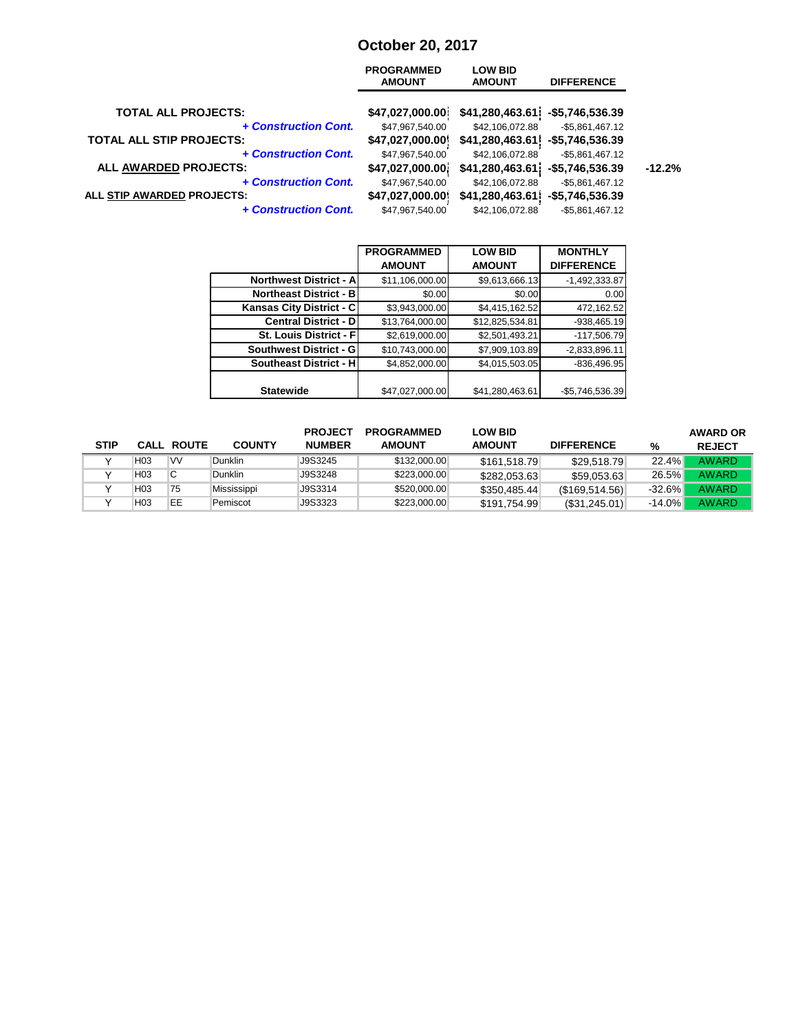# October 20, 2017

| | PROGRAMMED AMOUNT | LOW BID AMOUNT | DIFFERENCE | |
|---|---|---|---|---|
| **TOTAL ALL PROJECTS:** | **$47,027,000.00** | **$41,280,463.61** | **-$5,746,536.39** | |
| ***+ Construction Cont.*** | $47,967,540.00 | $42,106,072.88 | -$5,861,467.12 | |
| **TOTAL ALL STIP PROJECTS:** | **$47,027,000.00** | **$41,280,463.61** | **-$5,746,536.39** | |
| ***+ Construction Cont.*** | $47,967,540.00 | $42,106,072.88 | -$5,861,467.12 | |
| **ALL AWARDED PROJECTS:** | **$47,027,000.00** | **$41,280,463.61** | **-$5,746,536.39** | **-12.2%** |
| ***+ Construction Cont.*** | $47,967,540.00 | $42,106,072.88 | -$5,861,467.12 | |
| **ALL STIP AWARDED PROJECTS:** | **$47,027,000.00** | **$41,280,463.61** | **-$5,746,536.39** | |
| ***+ Construction Cont.*** | $47,967,540.00 | $42,106,072.88 | -$5,861,467.12 | |

| | PROGRAMMED AMOUNT | LOW BID AMOUNT | MONTHLY DIFFERENCE |
|---|---|---|---|
| **Northwest District - A** | $11,106,000.00 | $9,613,666.13 | -1,492,333.87 |
| **Northeast District - B** | $0.00 | $0.00 | 0.00 |
| **Kansas City District - C** | $3,943,000.00 | $4,415,162.52 | 472,162.52 |
| **Central District - D** | $13,764,000.00 | $12,825,534.81 | -938,465.19 |
| **St. Louis District - F** | $2,619,000.00 | $2,501,493.21 | -117,506.79 |
| **Southwest District - G** | $10,743,000.00 | $7,909,103.89 | -2,833,896.11 |
| **Southeast District - H** | $4,852,000.00 | $4,015,503.05 | -836,496.95 |
| **Statewide** | $47,027,000.00 | $41,280,463.61 | -$5,746,536.39 |

| STIP | CALL | ROUTE | COUNTY | PROJECT NUMBER | PROGRAMMED AMOUNT | LOW BID AMOUNT | DIFFERENCE | % | AWARD OR REJECT |
|---|---|---|---|---|---|---|---|---|---|
| Y | H03 | VV | Dunklin | J9S3245 | $132,000.00 | $161,518.79 | $29,518.79 | 22.4% | AWARD |
| Y | H03 | C | Dunklin | J9S3248 | $223,000.00 | $282,053.63 | $59,053.63 | 26.5% | AWARD |
| Y | H03 | 75 | Mississippi | J9S3314 | $520,000.00 | $350,485.44 | ($169,514.56) | -32.6% | AWARD |
| Y | H03 | EE | Pemiscot | J9S3323 | $223,000.00 | $191,754.99 | ($31,245.01) | -14.0% | AWARD |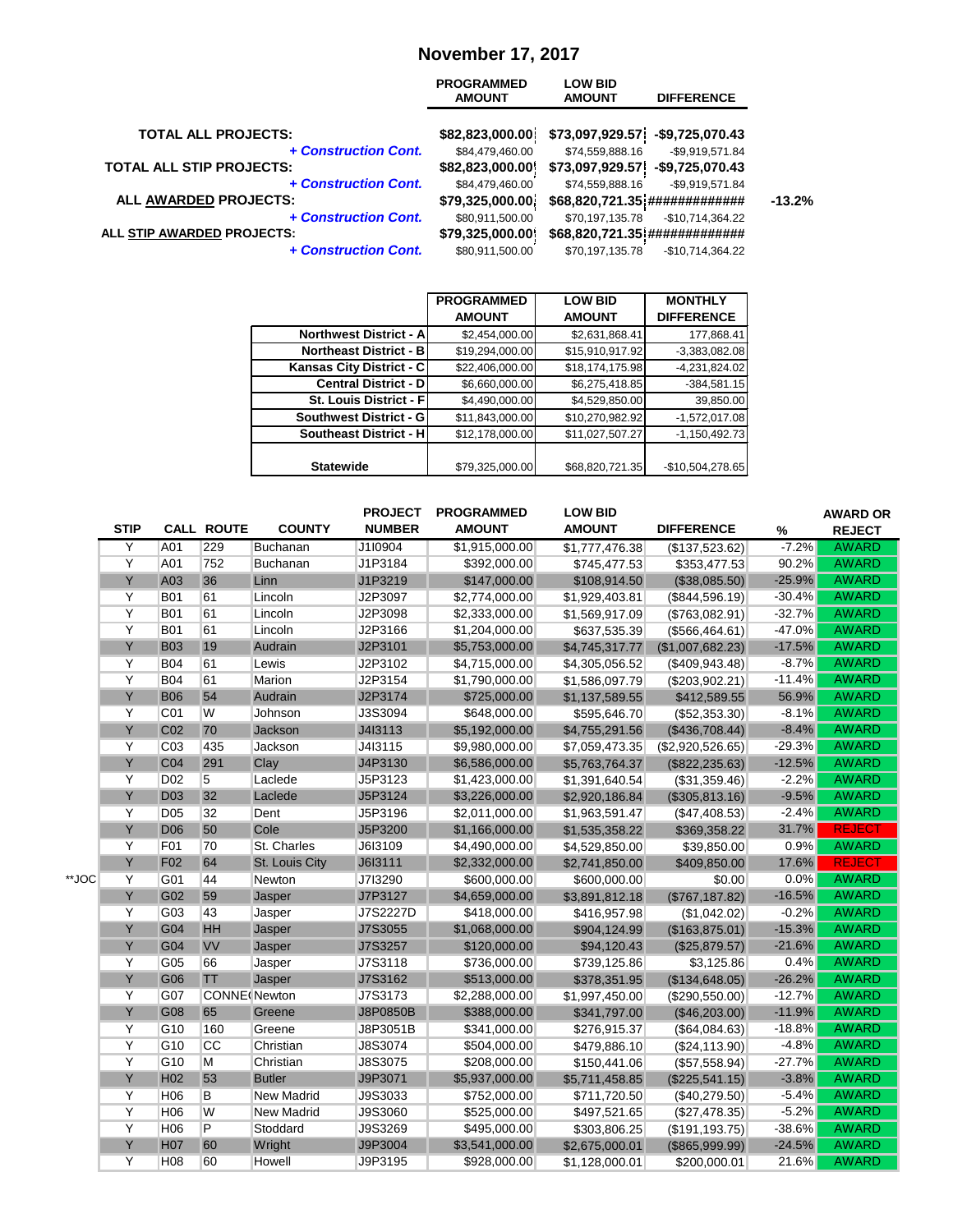# November 17, 2017

| | PROGRAMMED AMOUNT | LOW BID AMOUNT | DIFFERENCE | |
|---|---|---|---|---|
| **TOTAL ALL PROJECTS:** | $82,823,000.00 | $73,097,929.57 | -$9,725,070.43 | |
| ***+ Construction Cont.*** | $84,479,460.00 | $74,559,888.16 | -$9,919,571.84 | |
| **TOTAL ALL STIP PROJECTS:** | $82,823,000.00 | $73,097,929.57 | -$9,725,070.43 | |
| ***+ Construction Cont.*** | $84,479,460.00 | $74,559,888.16 | -$9,919,571.84 | |
| **ALL AWARDED PROJECTS:** | $79,325,000.00 | $68,820,721.35 | ############# | -13.2% |
| ***+ Construction Cont.*** | $80,911,500.00 | $70,197,135.78 | -$10,714,364.22 | |
| **ALL STIP AWARDED PROJECTS:** | $79,325,000.00 | $68,820,721.35 | ############# | |
| ***+ Construction Cont.*** | $80,911,500.00 | $70,197,135.78 | -$10,714,364.22 | |

| | PROGRAMMED AMOUNT | LOW BID AMOUNT | MONTHLY DIFFERENCE |
|---|---|---|---|
| **Northwest District - A** | $2,454,000.00 | $2,631,868.41 | 177,868.41 |
| **Northeast District - B** | $19,294,000.00 | $15,910,917.92 | -3,383,082.08 |
| **Kansas City District - C** | $22,406,000.00 | $18,174,175.98 | -4,231,824.02 |
| **Central District - D** | $6,660,000.00 | $6,275,418.85 | -384,581.15 |
| **St. Louis District - F** | $4,490,000.00 | $4,529,850.00 | 39,850.00 |
| **Southwest District - G** | $11,843,000.00 | $10,270,982.92 | -1,572,017.08 |
| **Southeast District - H** | $12,178,000.00 | $11,027,507.27 | -1,150,492.73 |
| **Statewide** | $79,325,000.00 | $68,820,721.35 | -$10,504,278.65 |

| | STIP | CALL | ROUTE | COUNTY | PROJECT NUMBER | PROGRAMMED AMOUNT | LOW BID AMOUNT | DIFFERENCE | % | AWARD OR REJECT |
|---|---|---|---|---|---|---|---|---|---|---|
| | Y | A01 | 229 | Buchanan | J1I0904 | $1,915,000.00 | $1,777,476.38 | ($137,523.62) | -7.2% | AWARD |
| | Y | A01 | 752 | Buchanan | J1P3184 | $392,000.00 | $745,477.53 | $353,477.53 | 90.2% | AWARD |
| | Y | A03 | 36 | Linn | J1P3219 | $147,000.00 | $108,914.50 | ($38,085.50) | -25.9% | AWARD |
| | Y | B01 | 61 | Lincoln | J2P3097 | $2,774,000.00 | $1,929,403.81 | ($844,596.19) | -30.4% | AWARD |
| | Y | B01 | 61 | Lincoln | J2P3098 | $2,333,000.00 | $1,569,917.09 | ($763,082.91) | -32.7% | AWARD |
| | Y | B01 | 61 | Lincoln | J2P3166 | $1,204,000.00 | $637,535.39 | ($566,464.61) | -47.0% | AWARD |
| | Y | B03 | 19 | Audrain | J2P3101 | $5,753,000.00 | $4,745,317.77 | ($1,007,682.23) | -17.5% | AWARD |
| | Y | B04 | 61 | Lewis | J2P3102 | $4,715,000.00 | $4,305,056.52 | ($409,943.48) | -8.7% | AWARD |
| | Y | B04 | 61 | Marion | J2P3154 | $1,790,000.00 | $1,586,097.79 | ($203,902.21) | -11.4% | AWARD |
| | Y | B06 | 54 | Audrain | J2P3174 | $725,000.00 | $1,137,589.55 | $412,589.55 | 56.9% | AWARD |
| | Y | C01 | W | Johnson | J3S3094 | $648,000.00 | $595,646.70 | ($52,353.30) | -8.1% | AWARD |
| | Y | C02 | 70 | Jackson | J4I3113 | $5,192,000.00 | $4,755,291.56 | ($436,708.44) | -8.4% | AWARD |
| | Y | C03 | 435 | Jackson | J4I3115 | $9,980,000.00 | $7,059,473.35 | ($2,920,526.65) | -29.3% | AWARD |
| | Y | C04 | 291 | Clay | J4P3130 | $6,586,000.00 | $5,763,764.37 | ($822,235.63) | -12.5% | AWARD |
| | Y | D02 | 5 | Laclede | J5P3123 | $1,423,000.00 | $1,391,640.54 | ($31,359.46) | -2.2% | AWARD |
| | Y | D03 | 32 | Laclede | J5P3124 | $3,226,000.00 | $2,920,186.84 | ($305,813.16) | -9.5% | AWARD |
| | Y | D05 | 32 | Dent | J5P3196 | $2,011,000.00 | $1,963,591.47 | ($47,408.53) | -2.4% | AWARD |
| | Y | D06 | 50 | Cole | J5P3200 | $1,166,000.00 | $1,535,358.22 | $369,358.22 | 31.7% | REJECT |
| | Y | F01 | 70 | St. Charles | J6I3109 | $4,490,000.00 | $4,529,850.00 | $39,850.00 | 0.9% | AWARD |
| | Y | F02 | 64 | St. Louis City | J6I3111 | $2,332,000.00 | $2,741,850.00 | $409,850.00 | 17.6% | REJECT |
| **JOC | Y | G01 | 44 | Newton | J7I3290 | $600,000.00 | $600,000.00 | $0.00 | 0.0% | AWARD |
| | Y | G02 | 59 | Jasper | J7P3127 | $4,659,000.00 | $3,891,812.18 | ($767,187.82) | -16.5% | AWARD |
| | Y | G03 | 43 | Jasper | J7S2227D | $418,000.00 | $416,957.98 | ($1,042.02) | -0.2% | AWARD |
| | Y | G04 | HH | Jasper | J7S3055 | $1,068,000.00 | $904,124.99 | ($163,875.01) | -15.3% | AWARD |
| | Y | G04 | VV | Jasper | J7S3257 | $120,000.00 | $94,120.43 | ($25,879.57) | -21.6% | AWARD |
| | Y | G05 | 66 | Jasper | J7S3118 | $736,000.00 | $739,125.86 | $3,125.86 | 0.4% | AWARD |
| | Y | G06 | TT | Jasper | J7S3162 | $513,000.00 | $378,351.95 | ($134,648.05) | -26.2% | AWARD |
| | Y | G07 | CONNE( | Newton | J7S3173 | $2,288,000.00 | $1,997,450.00 | ($290,550.00) | -12.7% | AWARD |
| | Y | G08 | 65 | Greene | J8P0850B | $388,000.00 | $341,797.00 | ($46,203.00) | -11.9% | AWARD |
| | Y | G10 | 160 | Greene | J8P3051B | $341,000.00 | $276,915.37 | ($64,084.63) | -18.8% | AWARD |
| | Y | G10 | CC | Christian | J8S3074 | $504,000.00 | $479,886.10 | ($24,113.90) | -4.8% | AWARD |
| | Y | G10 | M | Christian | J8S3075 | $208,000.00 | $150,441.06 | ($57,558.94) | -27.7% | AWARD |
| | Y | H02 | 53 | Butler | J9P3071 | $5,937,000.00 | $5,711,458.85 | ($225,541.15) | -3.8% | AWARD |
| | Y | H06 | B | New Madrid | J9S3033 | $752,000.00 | $711,720.50 | ($40,279.50) | -5.4% | AWARD |
| | Y | H06 | W | New Madrid | J9S3060 | $525,000.00 | $497,521.65 | ($27,478.35) | -5.2% | AWARD |
| | Y | H06 | P | Stoddard | J9S3269 | $495,000.00 | $303,806.25 | ($191,193.75) | -38.6% | AWARD |
| | Y | H07 | 60 | Wright | J9P3004 | $3,541,000.00 | $2,675,000.01 | ($865,999.99) | -24.5% | AWARD |
| | Y | H08 | 60 | Howell | J9P3195 | $928,000.00 | $1,128,000.01 | $200,000.01 | 21.6% | AWARD |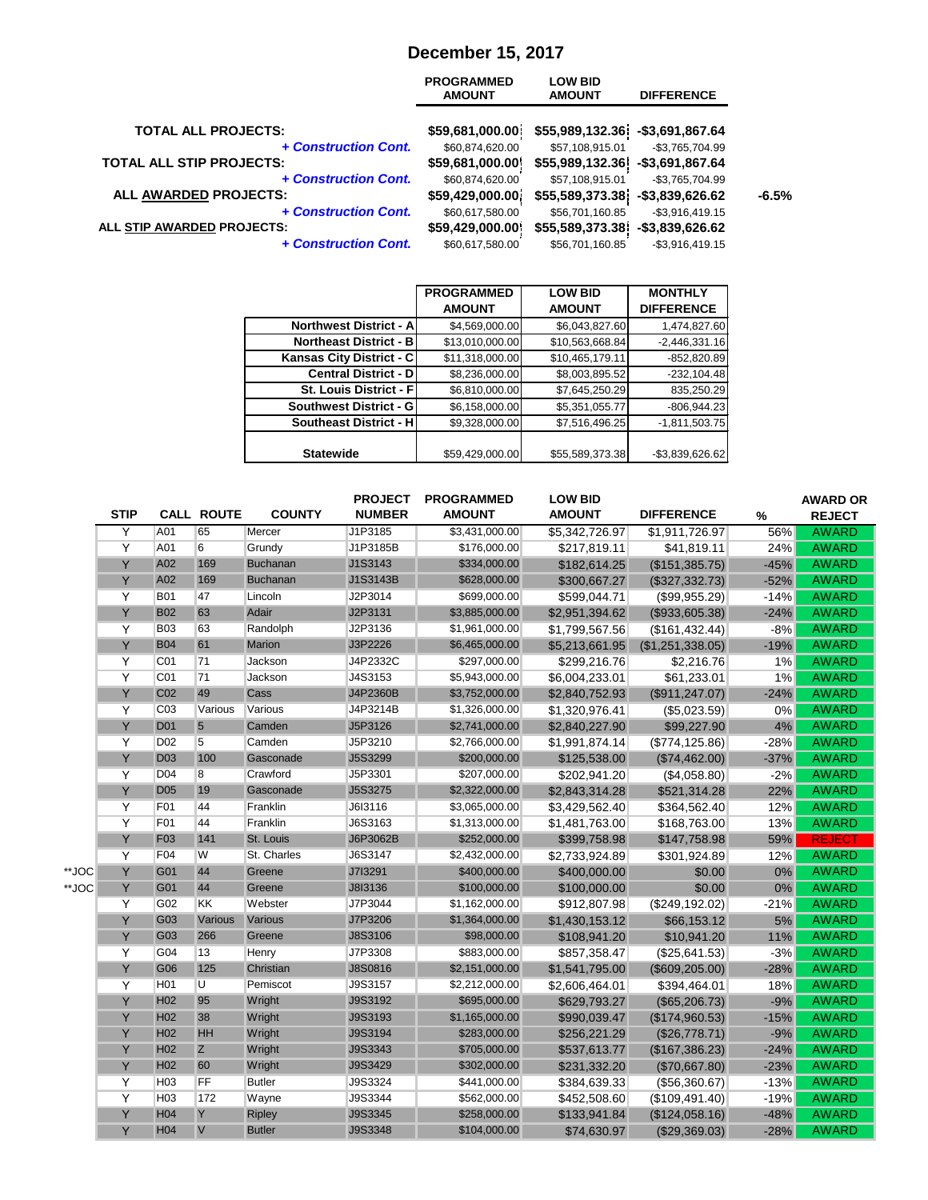# December 15, 2017

| | PROGRAMMED AMOUNT | LOW BID AMOUNT | DIFFERENCE | |
|---|---|---|---|---|
| **TOTAL ALL PROJECTS:** | $59,681,000.00 | $55,989,132.36 | -$3,691,867.64 | |
| ***+ Construction Cont.*** | $60,874,620.00 | $57,108,915.01 | -$3,765,704.99 | |
| **TOTAL ALL STIP PROJECTS:** | $59,681,000.00 | $55,989,132.36 | -$3,691,867.64 | |
| ***+ Construction Cont.*** | $60,874,620.00 | $57,108,915.01 | -$3,765,704.99 | |
| **ALL AWARDED PROJECTS:** | $59,429,000.00 | $55,589,373.38 | -$3,839,626.62 | -6.5% |
| ***+ Construction Cont.*** | $60,617,580.00 | $56,701,160.85 | -$3,916,419.15 | |
| **ALL STIP AWARDED PROJECTS:** | $59,429,000.00 | $55,589,373.38 | -$3,839,626.62 | |
| ***+ Construction Cont.*** | $60,617,580.00 | $56,701,160.85 | -$3,916,419.15 | |

| | PROGRAMMED AMOUNT | LOW BID AMOUNT | MONTHLY DIFFERENCE |
|---|---|---|---|
| **Northwest District - A** | $4,569,000.00 | $6,043,827.60 | 1,474,827.60 |
| **Northeast District - B** | $13,010,000.00 | $10,563,668.84 | -2,446,331.16 |
| **Kansas City District - C** | $11,318,000.00 | $10,465,179.11 | -852,820.89 |
| **Central District - D** | $8,236,000.00 | $8,003,895.52 | -232,104.48 |
| **St. Louis District - F** | $6,810,000.00 | $7,645,250.29 | 835,250.29 |
| **Southwest District - G** | $6,158,000.00 | $5,351,055.77 | -806,944.23 |
| **Southeast District - H** | $9,328,000.00 | $7,516,496.25 | -1,811,503.75 |
| **Statewide** | $59,429,000.00 | $55,589,373.38 | -$3,839,626.62 |

| | STIP | CALL | ROUTE | COUNTY | PROJECT NUMBER | PROGRAMMED AMOUNT | LOW BID AMOUNT | DIFFERENCE | % | AWARD OR REJECT |
|---|---|---|---|---|---|---|---|---|---|---|
| | Y | A01 | 65 | Mercer | J1P3185 | $3,431,000.00 | $5,342,726.97 | $1,911,726.97 | 56% | AWARD |
| | Y | A01 | 6 | Grundy | J1P3185B | $176,000.00 | $217,819.11 | $41,819.11 | 24% | AWARD |
| | Y | A02 | 169 | Buchanan | J1S3143 | $334,000.00 | $182,614.25 | ($151,385.75) | -45% | AWARD |
| | Y | A02 | 169 | Buchanan | J1S3143B | $628,000.00 | $300,667.27 | ($327,332.73) | -52% | AWARD |
| | Y | B01 | 47 | Lincoln | J2P3014 | $699,000.00 | $599,044.71 | ($99,955.29) | -14% | AWARD |
| | Y | B02 | 63 | Adair | J2P3131 | $3,885,000.00 | $2,951,394.62 | ($933,605.38) | -24% | AWARD |
| | Y | B03 | 63 | Randolph | J2P3136 | $1,961,000.00 | $1,799,567.56 | ($161,432.44) | -8% | AWARD |
| | Y | B04 | 61 | Marion | J3P2226 | $6,465,000.00 | $5,213,661.95 | ($1,251,338.05) | -19% | AWARD |
| | Y | C01 | 71 | Jackson | J4P2332C | $297,000.00 | $299,216.76 | $2,216.76 | 1% | AWARD |
| | Y | C01 | 71 | Jackson | J4S3153 | $5,943,000.00 | $6,004,233.01 | $61,233.01 | 1% | AWARD |
| | Y | C02 | 49 | Cass | J4P2360B | $3,752,000.00 | $2,840,752.93 | ($911,247.07) | -24% | AWARD |
| | Y | C03 | Various | Various | J4P3214B | $1,326,000.00 | $1,320,976.41 | ($5,023.59) | 0% | AWARD |
| | Y | D01 | 5 | Camden | J5P3126 | $2,741,000.00 | $2,840,227.90 | $99,227.90 | 4% | AWARD |
| | Y | D02 | 5 | Camden | J5P3210 | $2,766,000.00 | $1,991,874.14 | ($774,125.86) | -28% | AWARD |
| | Y | D03 | 100 | Gasconade | J5S3299 | $200,000.00 | $125,538.00 | ($74,462.00) | -37% | AWARD |
| | Y | D04 | 8 | Crawford | J5P3301 | $207,000.00 | $202,941.20 | ($4,058.80) | -2% | AWARD |
| | Y | D05 | 19 | Gasconade | J5S3275 | $2,322,000.00 | $2,843,314.28 | $521,314.28 | 22% | AWARD |
| | Y | F01 | 44 | Franklin | J6I3116 | $3,065,000.00 | $3,429,562.40 | $364,562.40 | 12% | AWARD |
| | Y | F01 | 44 | Franklin | J6S3163 | $1,313,000.00 | $1,481,763.00 | $168,763.00 | 13% | AWARD |
| | Y | F03 | 141 | St. Louis | J6P3062B | $252,000.00 | $399,758.98 | $147,758.98 | 59% | REJECT |
| | Y | F04 | W | St. Charles | J6S3147 | $2,432,000.00 | $2,733,924.89 | $301,924.89 | 12% | AWARD |
| **JOC | Y | G01 | 44 | Greene | J7I3291 | $400,000.00 | $400,000.00 | $0.00 | 0% | AWARD |
| **JOC | Y | G01 | 44 | Greene | J8I3136 | $100,000.00 | $100,000.00 | $0.00 | 0% | AWARD |
| | Y | G02 | KK | Webster | J7P3044 | $1,162,000.00 | $912,807.98 | ($249,192.02) | -21% | AWARD |
| | Y | G03 | Various | Various | J7P3206 | $1,364,000.00 | $1,430,153.12 | $66,153.12 | 5% | AWARD |
| | Y | G03 | 266 | Greene | J8S3106 | $98,000.00 | $108,941.20 | $10,941.20 | 11% | AWARD |
| | Y | G04 | 13 | Henry | J7P3308 | $883,000.00 | $857,358.47 | ($25,641.53) | -3% | AWARD |
| | Y | G06 | 125 | Christian | J8S0816 | $2,151,000.00 | $1,541,795.00 | ($609,205.00) | -28% | AWARD |
| | Y | H01 | U | Pemiscot | J9S3157 | $2,212,000.00 | $2,606,464.01 | $394,464.01 | 18% | AWARD |
| | Y | H02 | 95 | Wright | J9S3192 | $695,000.00 | $629,793.27 | ($65,206.73) | -9% | AWARD |
| | Y | H02 | 38 | Wright | J9S3193 | $1,165,000.00 | $990,039.47 | ($174,960.53) | -15% | AWARD |
| | Y | H02 | HH | Wright | J9S3194 | $283,000.00 | $256,221.29 | ($26,778.71) | -9% | AWARD |
| | Y | H02 | Z | Wright | J9S3343 | $705,000.00 | $537,613.77 | ($167,386.23) | -24% | AWARD |
| | Y | H02 | 60 | Wright | J9S3429 | $302,000.00 | $231,332.20 | ($70,667.80) | -23% | AWARD |
| | Y | H03 | FF | Butler | J9S3324 | $441,000.00 | $384,639.33 | ($56,360.67) | -13% | AWARD |
| | Y | H03 | 172 | Wayne | J9S3344 | $562,000.00 | $452,508.60 | ($109,491.40) | -19% | AWARD |
| | Y | H04 | Y | Ripley | J9S3345 | $258,000.00 | $133,941.84 | ($124,058.16) | -48% | AWARD |
| | Y | H04 | V | Butler | J9S3348 | $104,000.00 | $74,630.97 | ($29,369.03) | -28% | AWARD |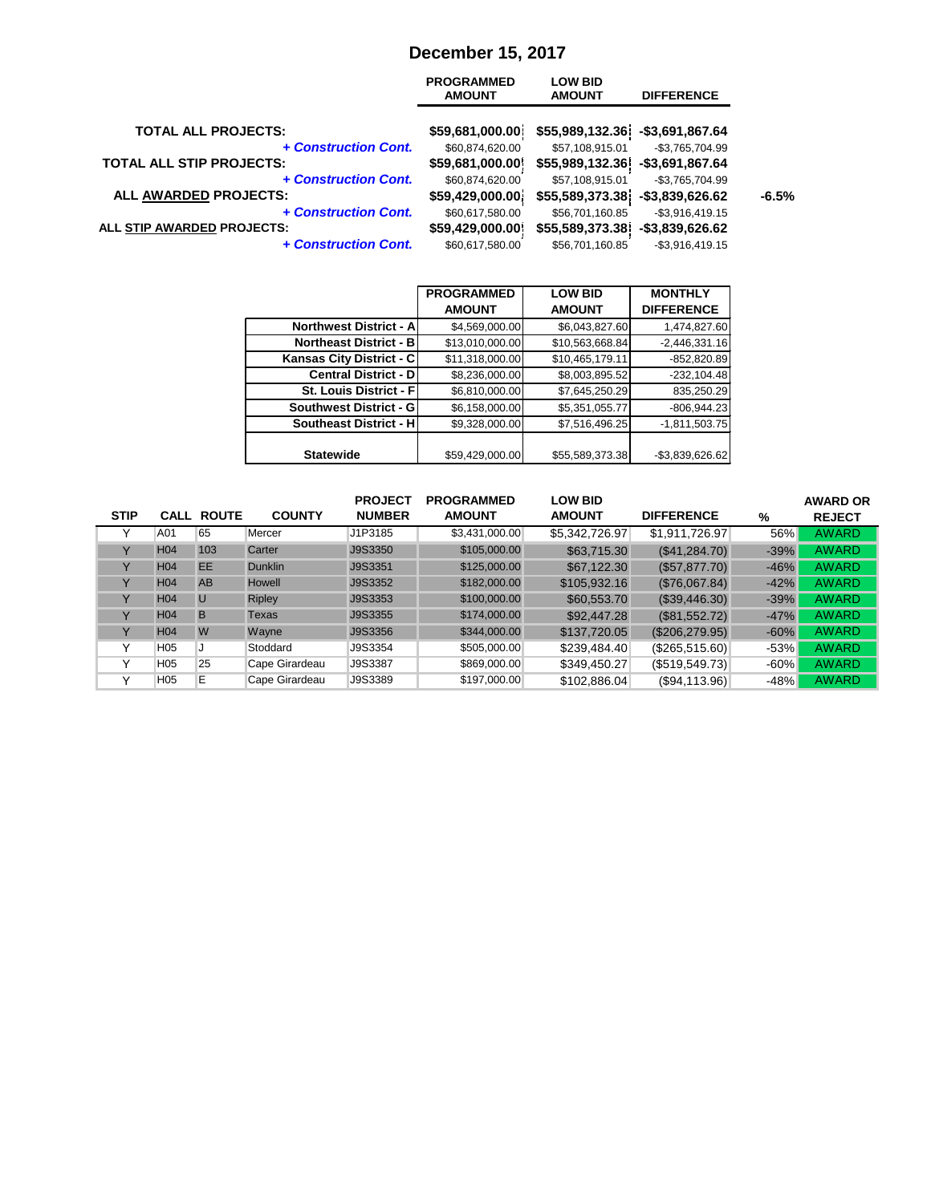# December 15, 2017

| | PROGRAMMED AMOUNT | LOW BID AMOUNT | DIFFERENCE | |
|---|---|---|---|---|
| **TOTAL ALL PROJECTS:** | **$59,681,000.00** | **$55,989,132.36** | **-$3,691,867.64** | |
| ***+ Construction Cont.*** | $60,874,620.00 | $57,108,915.01 | -$3,765,704.99 | |
| **TOTAL ALL STIP PROJECTS:** | **$59,681,000.00** | **$55,989,132.36** | **-$3,691,867.64** | |
| ***+ Construction Cont.*** | $60,874,620.00 | $57,108,915.01 | -$3,765,704.99 | |
| **ALL AWARDED PROJECTS:** | **$59,429,000.00** | **$55,589,373.38** | **-$3,839,626.62** | **-6.5%** |
| ***+ Construction Cont.*** | $60,617,580.00 | $56,701,160.85 | -$3,916,419.15 | |
| **ALL STIP AWARDED PROJECTS:** | **$59,429,000.00** | **$55,589,373.38** | **-$3,839,626.62** | |
| ***+ Construction Cont.*** | $60,617,580.00 | $56,701,160.85 | -$3,916,419.15 | |

| | PROGRAMMED AMOUNT | LOW BID AMOUNT | MONTHLY DIFFERENCE |
|---|---|---|---|
| **Northwest District - A** | $4,569,000.00 | $6,043,827.60 | 1,474,827.60 |
| **Northeast District - B** | $13,010,000.00 | $10,563,668.84 | -2,446,331.16 |
| **Kansas City District - C** | $11,318,000.00 | $10,465,179.11 | -852,820.89 |
| **Central District - D** | $8,236,000.00 | $8,003,895.52 | -232,104.48 |
| **St. Louis District - F** | $6,810,000.00 | $7,645,250.29 | 835,250.29 |
| **Southwest District - G** | $6,158,000.00 | $5,351,055.77 | -806,944.23 |
| **Southeast District - H** | $9,328,000.00 | $7,516,496.25 | -1,811,503.75 |
| **Statewide** | $59,429,000.00 | $55,589,373.38 | -$3,839,626.62 |

| STIP | CALL | ROUTE | COUNTY | PROJECT NUMBER | PROGRAMMED AMOUNT | LOW BID AMOUNT | DIFFERENCE | % | AWARD OR REJECT |
|---|---|---|---|---|---|---|---|---|---|
| Y | A01 | 65 | Mercer | J1P3185 | $3,431,000.00 | $5,342,726.97 | $1,911,726.97 | 56% | AWARD |
| Y | H04 | 103 | Carter | J9S3350 | $105,000.00 | $63,715.30 | ($41,284.70) | -39% | AWARD |
| Y | H04 | EE | Dunklin | J9S3351 | $125,000.00 | $67,122.30 | ($57,877.70) | -46% | AWARD |
| Y | H04 | AB | Howell | J9S3352 | $182,000.00 | $105,932.16 | ($76,067.84) | -42% | AWARD |
| Y | H04 | U | Ripley | J9S3353 | $100,000.00 | $60,553.70 | ($39,446.30) | -39% | AWARD |
| Y | H04 | B | Texas | J9S3355 | $174,000.00 | $92,447.28 | ($81,552.72) | -47% | AWARD |
| Y | H04 | W | Wayne | J9S3356 | $344,000.00 | $137,720.05 | ($206,279.95) | -60% | AWARD |
| Y | H05 | J | Stoddard | J9S3354 | $505,000.00 | $239,484.40 | ($265,515.60) | -53% | AWARD |
| Y | H05 | 25 | Cape Girardeau | J9S3387 | $869,000.00 | $349,450.27 | ($519,549.73) | -60% | AWARD |
| Y | H05 | E | Cape Girardeau | J9S3389 | $197,000.00 | $102,886.04 | ($94,113.96) | -48% | AWARD |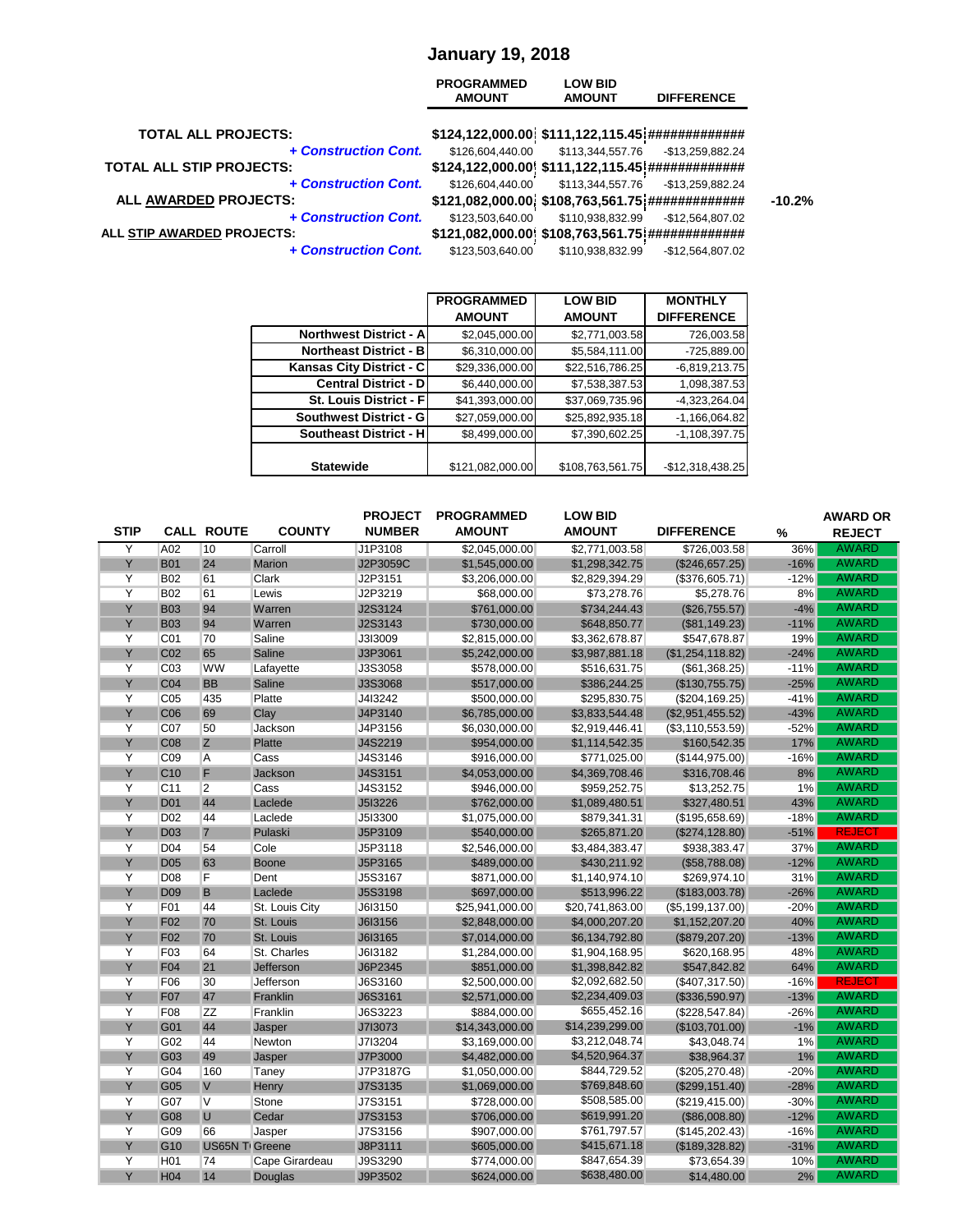# January 19, 2018

| | PROGRAMMED AMOUNT | LOW BID AMOUNT | DIFFERENCE | |
|---|---|---|---|---|
| **TOTAL ALL PROJECTS:** | **$124,122,000.00** | **$111,122,115.45** | **#############** | |
| ***+ Construction Cont.*** | $126,604,440.00 | $113,344,557.76 | -$13,259,882.24 | |
| **TOTAL ALL STIP PROJECTS:** | **$124,122,000.00** | **$111,122,115.45** | **#############** | |
| ***+ Construction Cont.*** | $126,604,440.00 | $113,344,557.76 | -$13,259,882.24 | |
| **ALL AWARDED PROJECTS:** | **$121,082,000.00** | **$108,763,561.75** | **#############** | **-10.2%** |
| ***+ Construction Cont.*** | $123,503,640.00 | $110,938,832.99 | -$12,564,807.02 | |
| **ALL STIP AWARDED PROJECTS:** | **$121,082,000.00** | **$108,763,561.75** | **#############** | |
| ***+ Construction Cont.*** | $123,503,640.00 | $110,938,832.99 | -$12,564,807.02 | |

| | PROGRAMMED AMOUNT | LOW BID AMOUNT | MONTHLY DIFFERENCE |
|---|---|---|---|
| **Northwest District - A** | $2,045,000.00 | $2,771,003.58 | 726,003.58 |
| **Northeast District - B** | $6,310,000.00 | $5,584,111.00 | -725,889.00 |
| **Kansas City District - C** | $29,336,000.00 | $22,516,786.25 | -6,819,213.75 |
| **Central District - D** | $6,440,000.00 | $7,538,387.53 | 1,098,387.53 |
| **St. Louis District - F** | $41,393,000.00 | $37,069,735.96 | -4,323,264.04 |
| **Southwest District - G** | $27,059,000.00 | $25,892,935.18 | -1,166,064.82 |
| **Southeast District - H** | $8,499,000.00 | $7,390,602.25 | -1,108,397.75 |
| **Statewide** | $121,082,000.00 | $108,763,561.75 | -$12,318,438.25 |

| STIP | CALL | ROUTE | COUNTY | PROJECT NUMBER | PROGRAMMED AMOUNT | LOW BID AMOUNT | DIFFERENCE | % | AWARD OR REJECT |
|---|---|---|---|---|---|---|---|---|---|
| Y | A02 | 10 | Carroll | J1P3108 | $2,045,000.00 | $2,771,003.58 | $726,003.58 | 36% | AWARD |
| Y | B01 | 24 | Marion | J2P3059C | $1,545,000.00 | $1,298,342.75 | ($246,657.25) | -16% | AWARD |
| Y | B02 | 61 | Clark | J2P3151 | $3,206,000.00 | $2,829,394.29 | ($376,605.71) | -12% | AWARD |
| Y | B02 | 61 | Lewis | J2P3219 | $68,000.00 | $73,278.76 | $5,278.76 | 8% | AWARD |
| Y | B03 | 94 | Warren | J2S3124 | $761,000.00 | $734,244.43 | ($26,755.57) | -4% | AWARD |
| Y | B03 | 94 | Warren | J2S3143 | $730,000.00 | $648,850.77 | ($81,149.23) | -11% | AWARD |
| Y | C01 | 70 | Saline | J3I3009 | $2,815,000.00 | $3,362,678.87 | $547,678.87 | 19% | AWARD |
| Y | C02 | 65 | Saline | J3P3061 | $5,242,000.00 | $3,987,881.18 | ($1,254,118.82) | -24% | AWARD |
| Y | C03 | WW | Lafayette | J3S3058 | $578,000.00 | $516,631.75 | ($61,368.25) | -11% | AWARD |
| Y | C04 | BB | Saline | J3S3068 | $517,000.00 | $386,244.25 | ($130,755.75) | -25% | AWARD |
| Y | C05 | 435 | Platte | J4I3242 | $500,000.00 | $295,830.75 | ($204,169.25) | -41% | AWARD |
| Y | C06 | 69 | Clay | J4P3140 | $6,785,000.00 | $3,833,544.48 | ($2,951,455.52) | -43% | AWARD |
| Y | C07 | 50 | Jackson | J4P3156 | $6,030,000.00 | $2,919,446.41 | ($3,110,553.59) | -52% | AWARD |
| Y | C08 | Z | Platte | J4S2219 | $954,000.00 | $1,114,542.35 | $160,542.35 | 17% | AWARD |
| Y | C09 | A | Cass | J4S3146 | $916,000.00 | $771,025.00 | ($144,975.00) | -16% | AWARD |
| Y | C10 | F | Jackson | J4S3151 | $4,053,000.00 | $4,369,708.46 | $316,708.46 | 8% | AWARD |
| Y | C11 | 2 | Cass | J4S3152 | $946,000.00 | $959,252.75 | $13,252.75 | 1% | AWARD |
| Y | D01 | 44 | Laclede | J5I3226 | $762,000.00 | $1,089,480.51 | $327,480.51 | 43% | AWARD |
| Y | D02 | 44 | Laclede | J5I3300 | $1,075,000.00 | $879,341.31 | ($195,658.69) | -18% | AWARD |
| Y | D03 | 7 | Pulaski | J5P3109 | $540,000.00 | $265,871.20 | ($274,128.80) | -51% | REJECT |
| Y | D04 | 54 | Cole | J5P3118 | $2,546,000.00 | $3,484,383.47 | $938,383.47 | 37% | AWARD |
| Y | D05 | 63 | Boone | J5P3165 | $489,000.00 | $430,211.92 | ($58,788.08) | -12% | AWARD |
| Y | D08 | F | Dent | J5S3167 | $871,000.00 | $1,140,974.10 | $269,974.10 | 31% | AWARD |
| Y | D09 | B | Laclede | J5S3198 | $697,000.00 | $513,996.22 | ($183,003.78) | -26% | AWARD |
| Y | F01 | 44 | St. Louis City | J6I3150 | $25,941,000.00 | $20,741,863.00 | ($5,199,137.00) | -20% | AWARD |
| Y | F02 | 70 | St. Louis | J6I3156 | $2,848,000.00 | $4,000,207.20 | $1,152,207.20 | 40% | AWARD |
| Y | F02 | 70 | St. Louis | J6I3165 | $7,014,000.00 | $6,134,792.80 | ($879,207.20) | -13% | AWARD |
| Y | F03 | 64 | St. Charles | J6I3182 | $1,284,000.00 | $1,904,168.95 | $620,168.95 | 48% | AWARD |
| Y | F04 | 21 | Jefferson | J6P2345 | $851,000.00 | $1,398,842.82 | $547,842.82 | 64% | AWARD |
| Y | F06 | 30 | Jefferson | J6S3160 | $2,500,000.00 | $2,092,682.50 | ($407,317.50) | -16% | REJECT |
| Y | F07 | 47 | Franklin | J6S3161 | $2,571,000.00 | $2,234,409.03 | ($336,590.97) | -13% | AWARD |
| Y | F08 | ZZ | Franklin | J6S3223 | $884,000.00 | $655,452.16 | ($228,547.84) | -26% | AWARD |
| Y | G01 | 44 | Jasper | J7I3073 | $14,343,000.00 | $14,239,299.00 | ($103,701.00) | -1% | AWARD |
| Y | G02 | 44 | Newton | J7I3204 | $3,169,000.00 | $3,212,048.74 | $43,048.74 | 1% | AWARD |
| Y | G03 | 49 | Jasper | J7P3000 | $4,482,000.00 | $4,520,964.37 | $38,964.37 | 1% | AWARD |
| Y | G04 | 160 | Taney | J7P3187G | $1,050,000.00 | $844,729.52 | ($205,270.48) | -20% | AWARD |
| Y | G05 | V | Henry | J7S3135 | $1,069,000.00 | $769,848.60 | ($299,151.40) | -28% | AWARD |
| Y | G07 | V | Stone | J7S3151 | $728,000.00 | $508,585.00 | ($219,415.00) | -30% | AWARD |
| Y | G08 | U | Cedar | J7S3153 | $706,000.00 | $619,991.20 | ($86,008.80) | -12% | AWARD |
| Y | G09 | 66 | Jasper | J7S3156 | $907,000.00 | $761,797.57 | ($145,202.43) | -16% | AWARD |
| Y | G10 | US65N T | Greene | J8P3111 | $605,000.00 | $415,671.18 | ($189,328.82) | -31% | AWARD |
| Y | H01 | 74 | Cape Girardeau | J9S3290 | $774,000.00 | $847,654.39 | $73,654.39 | 10% | AWARD |
| Y | H04 | 14 | Douglas | J9P3502 | $624,000.00 | $638,480.00 | $14,480.00 | 2% | AWARD |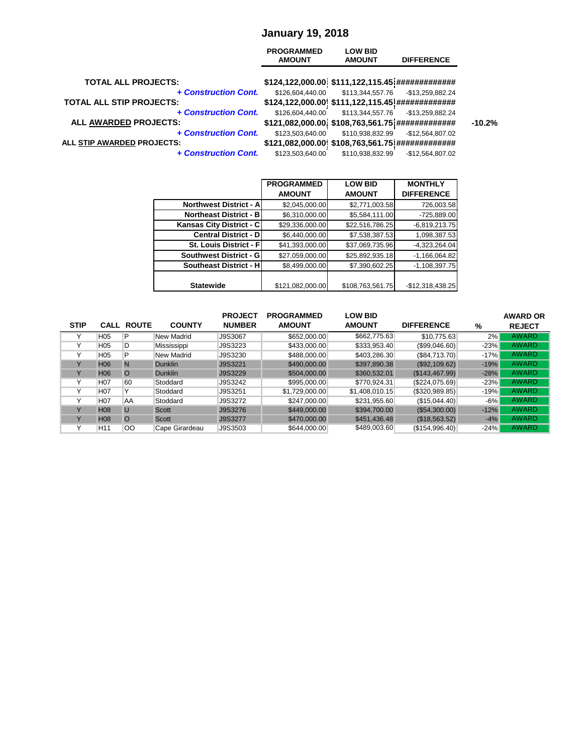# January 19, 2018

| | PROGRAMMED AMOUNT | LOW BID AMOUNT | DIFFERENCE | |
|---|---|---|---|---|
| **TOTAL ALL PROJECTS:** | $124,122,000.00 | $111,122,115.45 | ############# | |
| ***+ Construction Cont.*** | $126,604,440.00 | $113,344,557.76 | -$13,259,882.24 | |
| **TOTAL ALL STIP PROJECTS:** | $124,122,000.00 | $111,122,115.45 | ############# | |
| ***+ Construction Cont.*** | $126,604,440.00 | $113,344,557.76 | -$13,259,882.24 | |
| **ALL AWARDED PROJECTS:** | $121,082,000.00 | $108,763,561.75 | ############# | -10.2% |
| ***+ Construction Cont.*** | $123,503,640.00 | $110,938,832.99 | -$12,564,807.02 | |
| **ALL STIP AWARDED PROJECTS:** | $121,082,000.00 | $108,763,561.75 | ############# | |
| ***+ Construction Cont.*** | $123,503,640.00 | $110,938,832.99 | -$12,564,807.02 | |

| | PROGRAMMED AMOUNT | LOW BID AMOUNT | MONTHLY DIFFERENCE |
|---|---|---|---|
| **Northwest District - A** | $2,045,000.00 | $2,771,003.58 | 726,003.58 |
| **Northeast District - B** | $6,310,000.00 | $5,584,111.00 | -725,889.00 |
| **Kansas City District - C** | $29,336,000.00 | $22,516,786.25 | -6,819,213.75 |
| **Central District - D** | $6,440,000.00 | $7,538,387.53 | 1,098,387.53 |
| **St. Louis District - F** | $41,393,000.00 | $37,069,735.96 | -4,323,264.04 |
| **Southwest District - G** | $27,059,000.00 | $25,892,935.18 | -1,166,064.82 |
| **Southeast District - H** | $8,499,000.00 | $7,390,602.25 | -1,108,397.75 |
| **Statewide** | $121,082,000.00 | $108,763,561.75 | -$12,318,438.25 |

| STIP | CALL | ROUTE | COUNTY | PROJECT NUMBER | PROGRAMMED AMOUNT | LOW BID AMOUNT | DIFFERENCE | % | AWARD OR REJECT |
|---|---|---|---|---|---|---|---|---|---|
| Y | H05 | P | New Madrid | J9S3067 | $652,000.00 | $662,775.63 | $10,775.63 | 2% | AWARD |
| Y | H05 | D | Mississippi | J9S3223 | $433,000.00 | $333,953.40 | ($99,046.60) | -23% | AWARD |
| Y | H05 | P | New Madrid | J9S3230 | $488,000.00 | $403,286.30 | ($84,713.70) | -17% | AWARD |
| Y | H06 | N | Dunklin | J9S3221 | $490,000.00 | $397,890.38 | ($92,109.62) | -19% | AWARD |
| Y | H06 | O | Dunklin | J9S3229 | $504,000.00 | $360,532.01 | ($143,467.99) | -28% | AWARD |
| Y | H07 | 60 | Stoddard | J9S3242 | $995,000.00 | $770,924.31 | ($224,075.69) | -23% | AWARD |
| Y | H07 | Y | Stoddard | J9S3251 | $1,729,000.00 | $1,408,010.15 | ($320,989.85) | -19% | AWARD |
| Y | H07 | AA | Stoddard | J9S3272 | $247,000.00 | $231,955.60 | ($15,044.40) | -6% | AWARD |
| Y | H08 | U | Scott | J9S3276 | $449,000.00 | $394,700.00 | ($54,300.00) | -12% | AWARD |
| Y | H08 | O | Scott | J9S3277 | $470,000.00 | $451,436.48 | ($18,563.52) | -4% | AWARD |
| Y | H11 | OO | Cape Girardeau | J9S3503 | $644,000.00 | $489,003.60 | ($154,996.40) | -24% | AWARD |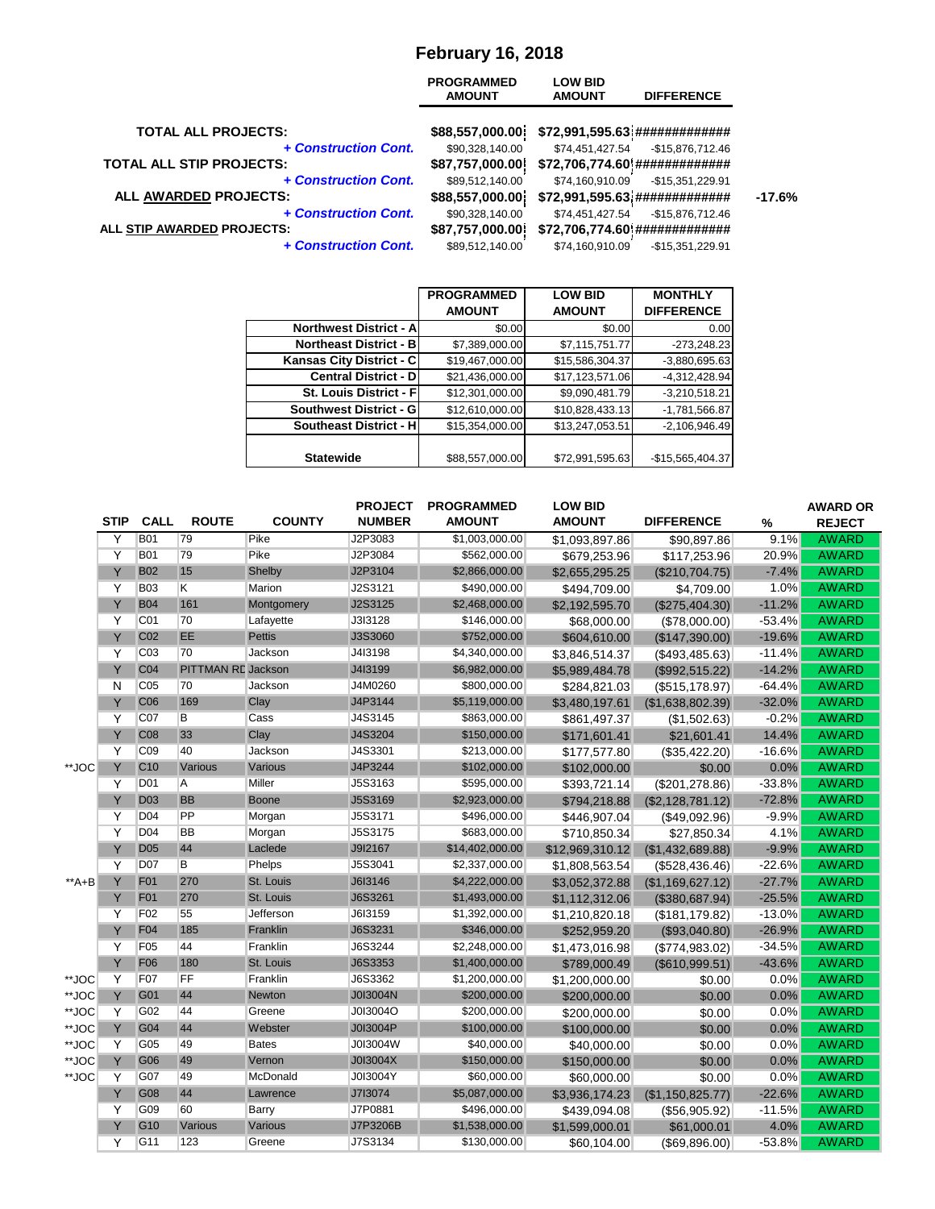# February 16, 2018

| | PROGRAMMED AMOUNT | LOW BID AMOUNT | DIFFERENCE | |
|---|---|---|---|---|
| **TOTAL ALL PROJECTS:** | $88,557,000.00 | $72,991,595.63 | ############## | |
| ***+ Construction Cont.*** | $90,328,140.00 | $74,451,427.54 | -$15,876,712.46 | |
| **TOTAL ALL STIP PROJECTS:** | $87,757,000.00 | $72,706,774.60 | ############## | |
| ***+ Construction Cont.*** | $89,512,140.00 | $74,160,910.09 | -$15,351,229.91 | |
| **ALL AWARDED PROJECTS:** | $88,557,000.00 | $72,991,595.63 | ############## | **-17.6%** |
| ***+ Construction Cont.*** | $90,328,140.00 | $74,451,427.54 | -$15,876,712.46 | |
| **ALL STIP AWARDED PROJECTS:** | $87,757,000.00 | $72,706,774.60 | ############## | |
| ***+ Construction Cont.*** | $89,512,140.00 | $74,160,910.09 | -$15,351,229.91 | |

| | PROGRAMMED AMOUNT | LOW BID AMOUNT | MONTHLY DIFFERENCE |
|---|---|---|---|
| **Northwest District - A** | $0.00 | $0.00 | 0.00 |
| **Northeast District - B** | $7,389,000.00 | $7,115,751.77 | -273,248.23 |
| **Kansas City District - C** | $19,467,000.00 | $15,586,304.37 | -3,880,695.63 |
| **Central District - D** | $21,436,000.00 | $17,123,571.06 | -4,312,428.94 |
| **St. Louis District - F** | $12,301,000.00 | $9,090,481.79 | -3,210,518.21 |
| **Southwest District - G** | $12,610,000.00 | $10,828,433.13 | -1,781,566.87 |
| **Southeast District - H** | $15,354,000.00 | $13,247,053.51 | -2,106,946.49 |
| **Statewide** | $88,557,000.00 | $72,991,595.63 | -$15,565,404.37 |

| | STIP | CALL | ROUTE | COUNTY | PROJECT NUMBER | PROGRAMMED AMOUNT | LOW BID AMOUNT | DIFFERENCE | % | AWARD OR REJECT |
|---|---|---|---|---|---|---|---|---|---|---|
| | Y | B01 | 79 | Pike | J2P3083 | $1,003,000.00 | $1,093,897.86 | $90,897.86 | 9.1% | AWARD |
| | Y | B01 | 79 | Pike | J2P3084 | $562,000.00 | $679,253.96 | $117,253.96 | 20.9% | AWARD |
| | Y | B02 | 15 | Shelby | J2P3104 | $2,866,000.00 | $2,655,295.25 | ($210,704.75) | -7.4% | AWARD |
| | Y | B03 | K | Marion | J2S3121 | $490,000.00 | $494,709.00 | $4,709.00 | 1.0% | AWARD |
| | Y | B04 | 161 | Montgomery | J2S3125 | $2,468,000.00 | $2,192,595.70 | ($275,404.30) | -11.2% | AWARD |
| | Y | C01 | 70 | Lafayette | J3I3128 | $146,000.00 | $68,000.00 | ($78,000.00) | -53.4% | AWARD |
| | Y | C02 | EE | Pettis | J3S3060 | $752,000.00 | $604,610.00 | ($147,390.00) | -19.6% | AWARD |
| | Y | C03 | 70 | Jackson | J4I3198 | $4,340,000.00 | $3,846,514.37 | ($493,485.63) | -11.4% | AWARD |
| | Y | C04 | PITTMAN RD | Jackson | J4I3199 | $6,982,000.00 | $5,989,484.78 | ($992,515.22) | -14.2% | AWARD |
| | N | C05 | 70 | Jackson | J4M0260 | $800,000.00 | $284,821.03 | ($515,178.97) | -64.4% | AWARD |
| | Y | C06 | 169 | Clay | J4P3144 | $5,119,000.00 | $3,480,197.61 | ($1,638,802.39) | -32.0% | AWARD |
| | Y | C07 | B | Cass | J4S3145 | $863,000.00 | $861,497.37 | ($1,502.63) | -0.2% | AWARD |
| | Y | C08 | 33 | Clay | J4S3204 | $150,000.00 | $171,601.41 | $21,601.41 | 14.4% | AWARD |
| | Y | C09 | 40 | Jackson | J4S3301 | $213,000.00 | $177,577.80 | ($35,422.20) | -16.6% | AWARD |
| **JOC | Y | C10 | Various | Various | J4P3244 | $102,000.00 | $102,000.00 | $0.00 | 0.0% | AWARD |
| | Y | D01 | A | Miller | J5S3163 | $595,000.00 | $393,721.14 | ($201,278.86) | -33.8% | AWARD |
| | Y | D03 | BB | Boone | J5S3169 | $2,923,000.00 | $794,218.88 | ($2,128,781.12) | -72.8% | AWARD |
| | Y | D04 | PP | Morgan | J5S3171 | $496,000.00 | $446,907.04 | ($49,092.96) | -9.9% | AWARD |
| | Y | D04 | BB | Morgan | J5S3175 | $683,000.00 | $710,850.34 | $27,850.34 | 4.1% | AWARD |
| | Y | D05 | 44 | Laclede | J9I2167 | $14,402,000.00 | $12,969,310.12 | ($1,432,689.88) | -9.9% | AWARD |
| | Y | D07 | B | Phelps | J5S3041 | $2,337,000.00 | $1,808,563.54 | ($528,436.46) | -22.6% | AWARD |
| **A+B | Y | F01 | 270 | St. Louis | J6I3146 | $4,222,000.00 | $3,052,372.88 | ($1,169,627.12) | -27.7% | AWARD |
| | Y | F01 | 270 | St. Louis | J6S3261 | $1,493,000.00 | $1,112,312.06 | ($380,687.94) | -25.5% | AWARD |
| | Y | F02 | 55 | Jefferson | J6I3159 | $1,392,000.00 | $1,210,820.18 | ($181,179.82) | -13.0% | AWARD |
| | Y | F04 | 185 | Franklin | J6S3231 | $346,000.00 | $252,959.20 | ($93,040.80) | -26.9% | AWARD |
| | Y | F05 | 44 | Franklin | J6S3244 | $2,248,000.00 | $1,473,016.98 | ($774,983.02) | -34.5% | AWARD |
| | Y | F06 | 180 | St. Louis | J6S3353 | $1,400,000.00 | $789,000.49 | ($610,999.51) | -43.6% | AWARD |
| **JOC | Y | F07 | FF | Franklin | J6S3362 | $1,200,000.00 | $1,200,000.00 | $0.00 | 0.0% | AWARD |
| **JOC | Y | G01 | 44 | Newton | J0I3004N | $200,000.00 | $200,000.00 | $0.00 | 0.0% | AWARD |
| **JOC | Y | G02 | 44 | Greene | J0I3004O | $200,000.00 | $200,000.00 | $0.00 | 0.0% | AWARD |
| **JOC | Y | G04 | 44 | Webster | J0I3004P | $100,000.00 | $100,000.00 | $0.00 | 0.0% | AWARD |
| **JOC | Y | G05 | 49 | Bates | J0I3004W | $40,000.00 | $40,000.00 | $0.00 | 0.0% | AWARD |
| **JOC | Y | G06 | 49 | Vernon | J0I3004X | $150,000.00 | $150,000.00 | $0.00 | 0.0% | AWARD |
| **JOC | Y | G07 | 49 | McDonald | J0I3004Y | $60,000.00 | $60,000.00 | $0.00 | 0.0% | AWARD |
| | Y | G08 | 44 | Lawrence | J7I3074 | $5,087,000.00 | $3,936,174.23 | ($1,150,825.77) | -22.6% | AWARD |
| | Y | G09 | 60 | Barry | J7P0881 | $496,000.00 | $439,094.08 | ($56,905.92) | -11.5% | AWARD |
| | Y | G10 | Various | Various | J7P3206B | $1,538,000.00 | $1,599,000.01 | $61,000.01 | 4.0% | AWARD |
| | Y | G11 | 123 | Greene | J7S3134 | $130,000.00 | $60,104.00 | ($69,896.00) | -53.8% | AWARD |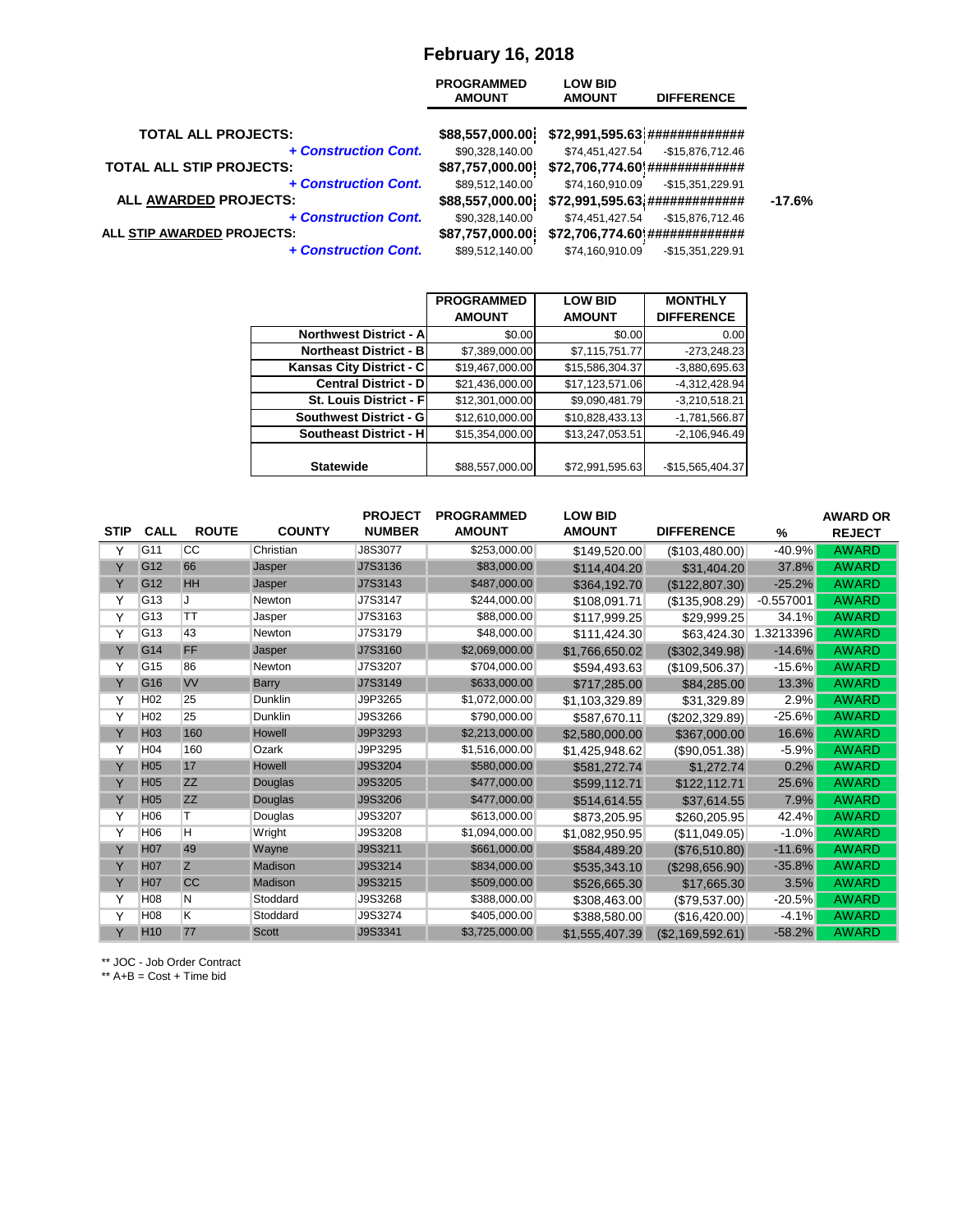# February 16, 2018

| | PROGRAMMED AMOUNT | LOW BID AMOUNT | DIFFERENCE | |
|---|---|---|---|---|
| **TOTAL ALL PROJECTS:** | $88,557,000.00 | $72,991,595.63 | ############# | |
| *+ Construction Cont.* | $90,328,140.00 | $74,451,427.54 | -$15,876,712.46 | |
| **TOTAL ALL STIP PROJECTS:** | $87,757,000.00 | $72,706,774.60 | ############# | |
| *+ Construction Cont.* | $89,512,140.00 | $74,160,910.09 | -$15,351,229.91 | |
| **ALL AWARDED PROJECTS:** | $88,557,000.00 | $72,991,595.63 | ############# | -17.6% |
| *+ Construction Cont.* | $90,328,140.00 | $74,451,427.54 | -$15,876,712.46 | |
| **ALL STIP AWARDED PROJECTS:** | $87,757,000.00 | $72,706,774.60 | ############# | |
| *+ Construction Cont.* | $89,512,140.00 | $74,160,910.09 | -$15,351,229.91 | |

| | PROGRAMMED AMOUNT | LOW BID AMOUNT | MONTHLY DIFFERENCE |
|---|---|---|---|
| **Northwest District - A** | $0.00 | $0.00 | 0.00 |
| **Northeast District - B** | $7,389,000.00 | $7,115,751.77 | -273,248.23 |
| **Kansas City District - C** | $19,467,000.00 | $15,586,304.37 | -3,880,695.63 |
| **Central District - D** | $21,436,000.00 | $17,123,571.06 | -4,312,428.94 |
| **St. Louis District - F** | $12,301,000.00 | $9,090,481.79 | -3,210,518.21 |
| **Southwest District - G** | $12,610,000.00 | $10,828,433.13 | -1,781,566.87 |
| **Southeast District - H** | $15,354,000.00 | $13,247,053.51 | -2,106,946.49 |
| **Statewide** | $88,557,000.00 | $72,991,595.63 | -$15,565,404.37 |

| STIP | CALL | ROUTE | COUNTY | PROJECT NUMBER | PROGRAMMED AMOUNT | LOW BID AMOUNT | DIFFERENCE | % | AWARD OR REJECT |
|---|---|---|---|---|---|---|---|---|---|
| Y | G11 | CC | Christian | J8S3077 | $253,000.00 | $149,520.00 | ($103,480.00) | -40.9% | AWARD |
| Y | G12 | 66 | Jasper | J7S3136 | $83,000.00 | $114,404.20 | $31,404.20 | 37.8% | AWARD |
| Y | G12 | HH | Jasper | J7S3143 | $487,000.00 | $364,192.70 | ($122,807.30) | -25.2% | AWARD |
| Y | G13 | J | Newton | J7S3147 | $244,000.00 | $108,091.71 | ($135,908.29) | -0.557001 | AWARD |
| Y | G13 | TT | Jasper | J7S3163 | $88,000.00 | $117,999.25 | $29,999.25 | 34.1% | AWARD |
| Y | G13 | 43 | Newton | J7S3179 | $48,000.00 | $111,424.30 | $63,424.30 | 1.3213396 | AWARD |
| Y | G14 | FF | Jasper | J7S3160 | $2,069,000.00 | $1,766,650.02 | ($302,349.98) | -14.6% | AWARD |
| Y | G15 | 86 | Newton | J7S3207 | $704,000.00 | $594,493.63 | ($109,506.37) | -15.6% | AWARD |
| Y | G16 | VV | Barry | J7S3149 | $633,000.00 | $717,285.00 | $84,285.00 | 13.3% | AWARD |
| Y | H02 | 25 | Dunklin | J9P3265 | $1,072,000.00 | $1,103,329.89 | $31,329.89 | 2.9% | AWARD |
| Y | H02 | 25 | Dunklin | J9S3266 | $790,000.00 | $587,670.11 | ($202,329.89) | -25.6% | AWARD |
| Y | H03 | 160 | Howell | J9P3293 | $2,213,000.00 | $2,580,000.00 | $367,000.00 | 16.6% | AWARD |
| Y | H04 | 160 | Ozark | J9P3295 | $1,516,000.00 | $1,425,948.62 | ($90,051.38) | -5.9% | AWARD |
| Y | H05 | 17 | Howell | J9S3204 | $580,000.00 | $581,272.74 | $1,272.74 | 0.2% | AWARD |
| Y | H05 | ZZ | Douglas | J9S3205 | $477,000.00 | $599,112.71 | $122,112.71 | 25.6% | AWARD |
| Y | H05 | ZZ | Douglas | J9S3206 | $477,000.00 | $514,614.55 | $37,614.55 | 7.9% | AWARD |
| Y | H06 | T | Douglas | J9S3207 | $613,000.00 | $873,205.95 | $260,205.95 | 42.4% | AWARD |
| Y | H06 | H | Wright | J9S3208 | $1,094,000.00 | $1,082,950.95 | ($11,049.05) | -1.0% | AWARD |
| Y | H07 | 49 | Wayne | J9S3211 | $661,000.00 | $584,489.20 | ($76,510.80) | -11.6% | AWARD |
| Y | H07 | Z | Madison | J9S3214 | $834,000.00 | $535,343.10 | ($298,656.90) | -35.8% | AWARD |
| Y | H07 | CC | Madison | J9S3215 | $509,000.00 | $526,665.30 | $17,665.30 | 3.5% | AWARD |
| Y | H08 | N | Stoddard | J9S3268 | $388,000.00 | $308,463.00 | ($79,537.00) | -20.5% | AWARD |
| Y | H08 | K | Stoddard | J9S3274 | $405,000.00 | $388,580.00 | ($16,420.00) | -4.1% | AWARD |
| Y | H10 | 77 | Scott | J9S3341 | $3,725,000.00 | $1,555,407.39 | ($2,169,592.61) | -58.2% | AWARD |

** JOC - Job Order Contract
** A+B = Cost + Time bid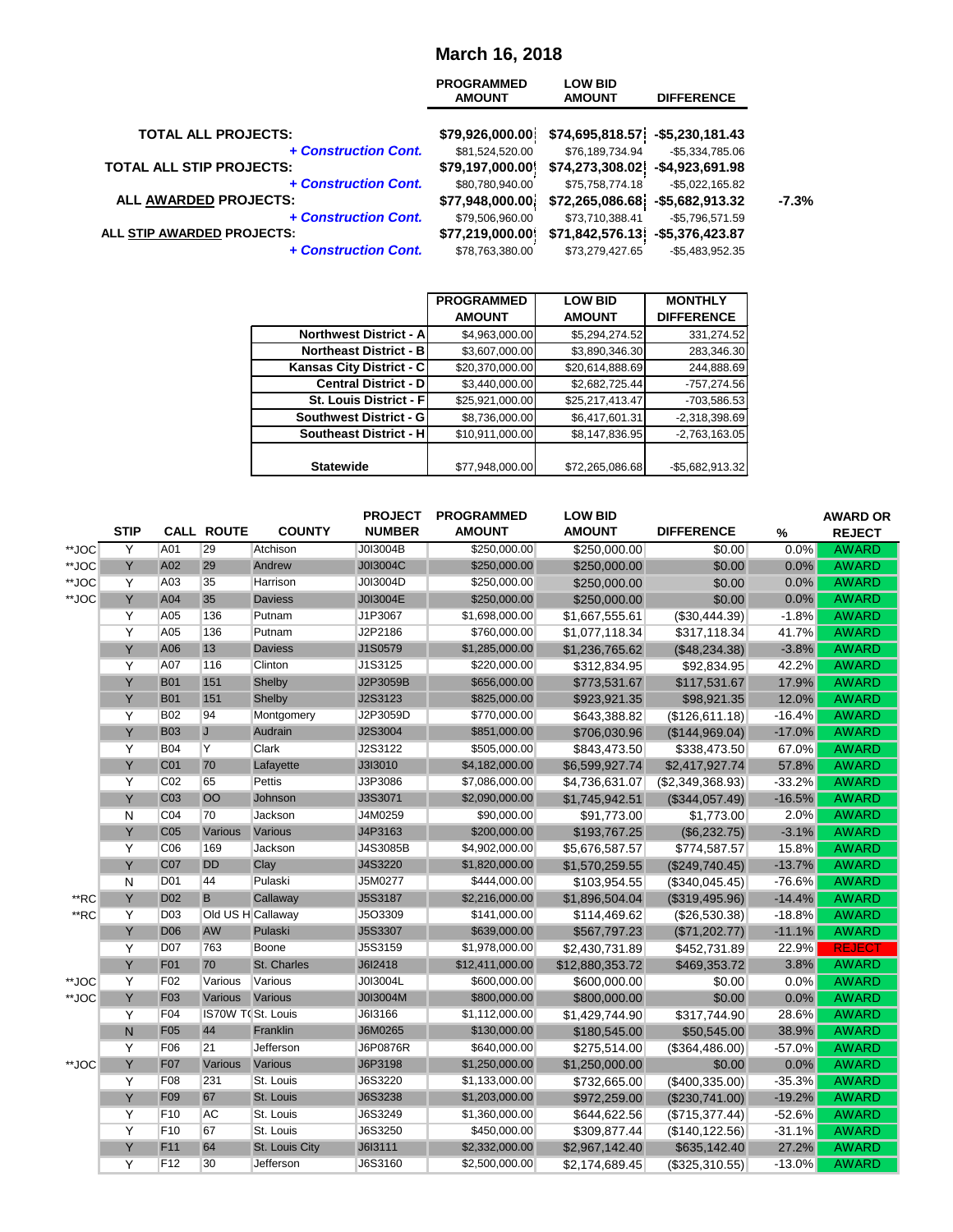# March 16, 2018

| | PROGRAMMED AMOUNT | LOW BID AMOUNT | DIFFERENCE | |
|---|---|---|---|---|
| **TOTAL ALL PROJECTS:** | $79,926,000.00 | $74,695,818.57 | -$5,230,181.43 | |
| *+ Construction Cont.* | $81,524,520.00 | $76,189,734.94 | -$5,334,785.06 | |
| **TOTAL ALL STIP PROJECTS:** | $79,197,000.00 | $74,273,308.02 | -$4,923,691.98 | |
| *+ Construction Cont.* | $80,780,940.00 | $75,758,774.18 | -$5,022,165.82 | |
| **ALL AWARDED PROJECTS:** | $77,948,000.00 | $72,265,086.68 | -$5,682,913.32 | -7.3% |
| *+ Construction Cont.* | $79,506,960.00 | $73,710,388.41 | -$5,796,571.59 | |
| **ALL STIP AWARDED PROJECTS:** | $77,219,000.00 | $71,842,576.13 | -$5,376,423.87 | |
| *+ Construction Cont.* | $78,763,380.00 | $73,279,427.65 | -$5,483,952.35 | |

| | PROGRAMMED AMOUNT | LOW BID AMOUNT | MONTHLY DIFFERENCE |
|---|---|---|---|
| **Northwest District - A** | $4,963,000.00 | $5,294,274.52 | 331,274.52 |
| **Northeast District - B** | $3,607,000.00 | $3,890,346.30 | 283,346.30 |
| **Kansas City District - C** | $20,370,000.00 | $20,614,888.69 | 244,888.69 |
| **Central District - D** | $3,440,000.00 | $2,682,725.44 | -757,274.56 |
| **St. Louis District - F** | $25,921,000.00 | $25,217,413.47 | -703,586.53 |
| **Southwest District - G** | $8,736,000.00 | $6,417,601.31 | -2,318,398.69 |
| **Southeast District - H** | $10,911,000.00 | $8,147,836.95 | -2,763,163.05 |
| **Statewide** | $77,948,000.00 | $72,265,086.68 | -$5,682,913.32 |

| | STIP | CALL | ROUTE | COUNTY | PROJECT NUMBER | PROGRAMMED AMOUNT | LOW BID AMOUNT | DIFFERENCE | % | AWARD OR REJECT |
|---|---|---|---|---|---|---|---|---|---|---|
| **JOC | Y | A01 | 29 | Atchison | J0I3004B | $250,000.00 | $250,000.00 | $0.00 | 0.0% | AWARD |
| **JOC | Y | A02 | 29 | Andrew | J0I3004C | $250,000.00 | $250,000.00 | $0.00 | 0.0% | AWARD |
| **JOC | Y | A03 | 35 | Harrison | J0I3004D | $250,000.00 | $250,000.00 | $0.00 | 0.0% | AWARD |
| **JOC | Y | A04 | 35 | Daviess | J0I3004E | $250,000.00 | $250,000.00 | $0.00 | 0.0% | AWARD |
| | Y | A05 | 136 | Putnam | J1P3067 | $1,698,000.00 | $1,667,555.61 | ($30,444.39) | -1.8% | AWARD |
| | Y | A05 | 136 | Putnam | J2P2186 | $760,000.00 | $1,077,118.34 | $317,118.34 | 41.7% | AWARD |
| | Y | A06 | 13 | Daviess | J1S0579 | $1,285,000.00 | $1,236,765.62 | ($48,234.38) | -3.8% | AWARD |
| | Y | A07 | 116 | Clinton | J1S3125 | $220,000.00 | $312,834.95 | $92,834.95 | 42.2% | AWARD |
| | Y | B01 | 151 | Shelby | J2P3059B | $656,000.00 | $773,531.67 | $117,531.67 | 17.9% | AWARD |
| | Y | B01 | 151 | Shelby | J2S3123 | $825,000.00 | $923,921.35 | $98,921.35 | 12.0% | AWARD |
| | Y | B02 | 94 | Montgomery | J2P3059D | $770,000.00 | $643,388.82 | ($126,611.18) | -16.4% | AWARD |
| | Y | B03 | J | Audrain | J2S3004 | $851,000.00 | $706,030.96 | ($144,969.04) | -17.0% | AWARD |
| | Y | B04 | Y | Clark | J2S3122 | $505,000.00 | $843,473.50 | $338,473.50 | 67.0% | AWARD |
| | Y | C01 | 70 | Lafayette | J3I3010 | $4,182,000.00 | $6,599,927.74 | $2,417,927.74 | 57.8% | AWARD |
| | Y | C02 | 65 | Pettis | J3P3086 | $7,086,000.00 | $4,736,631.07 | ($2,349,368.93) | -33.2% | AWARD |
| | Y | C03 | OO | Johnson | J3S3071 | $2,090,000.00 | $1,745,942.51 | ($344,057.49) | -16.5% | AWARD |
| | N | C04 | 70 | Jackson | J4M0259 | $90,000.00 | $91,773.00 | $1,773.00 | 2.0% | AWARD |
| | Y | C05 | Various | Various | J4P3163 | $200,000.00 | $193,767.25 | ($6,232.75) | -3.1% | AWARD |
| | Y | C06 | 169 | Jackson | J4S3085B | $4,902,000.00 | $5,676,587.57 | $774,587.57 | 15.8% | AWARD |
| | Y | C07 | DD | Clay | J4S3220 | $1,820,000.00 | $1,570,259.55 | ($249,740.45) | -13.7% | AWARD |
| | N | D01 | 44 | Pulaski | J5M0277 | $444,000.00 | $103,954.55 | ($340,045.45) | -76.6% | AWARD |
| **RC | Y | D02 | B | Callaway | J5S3187 | $2,216,000.00 | $1,896,504.04 | ($319,495.96) | -14.4% | AWARD |
| **RC | Y | D03 | Old US H | Callaway | J5O3309 | $141,000.00 | $114,469.62 | ($26,530.38) | -18.8% | AWARD |
| | Y | D06 | AW | Pulaski | J5S3307 | $639,000.00 | $567,797.23 | ($71,202.77) | -11.1% | AWARD |
| | Y | D07 | 763 | Boone | J5S3159 | $1,978,000.00 | $2,430,731.89 | $452,731.89 | 22.9% | REJECT |
| | Y | F01 | 70 | St. Charles | J6I2418 | $12,411,000.00 | $12,880,353.72 | $469,353.72 | 3.8% | AWARD |
| **JOC | Y | F02 | Various | Various | J0I3004L | $600,000.00 | $600,000.00 | $0.00 | 0.0% | AWARD |
| **JOC | Y | F03 | Various | Various | J0I3004M | $800,000.00 | $800,000.00 | $0.00 | 0.0% | AWARD |
| | Y | F04 | IS70W T | St. Louis | J6I3166 | $1,112,000.00 | $1,429,744.90 | $317,744.90 | 28.6% | AWARD |
| | N | F05 | 44 | Franklin | J6M0265 | $130,000.00 | $180,545.00 | $50,545.00 | 38.9% | AWARD |
| | Y | F06 | 21 | Jefferson | J6P0876R | $640,000.00 | $275,514.00 | ($364,486.00) | -57.0% | AWARD |
| **JOC | Y | F07 | Various | Various | J6P3198 | $1,250,000.00 | $1,250,000.00 | $0.00 | 0.0% | AWARD |
| | Y | F08 | 231 | St. Louis | J6S3220 | $1,133,000.00 | $732,665.00 | ($400,335.00) | -35.3% | AWARD |
| | Y | F09 | 67 | St. Louis | J6S3238 | $1,203,000.00 | $972,259.00 | ($230,741.00) | -19.2% | AWARD |
| | Y | F10 | AC | St. Louis | J6S3249 | $1,360,000.00 | $644,622.56 | ($715,377.44) | -52.6% | AWARD |
| | Y | F10 | 67 | St. Louis | J6S3250 | $450,000.00 | $309,877.44 | ($140,122.56) | -31.1% | AWARD |
| | Y | F11 | 64 | St. Louis City | J6I3111 | $2,332,000.00 | $2,967,142.40 | $635,142.40 | 27.2% | AWARD |
| | Y | F12 | 30 | Jefferson | J6S3160 | $2,500,000.00 | $2,174,689.45 | ($325,310.55) | -13.0% | AWARD |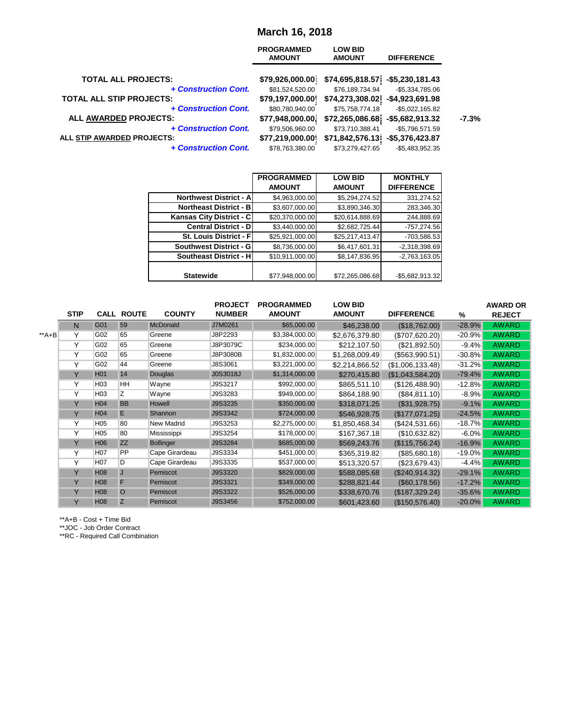# March 16, 2018

| | PROGRAMMED AMOUNT | LOW BID AMOUNT | DIFFERENCE | |
|---|---|---|---|---|
| **TOTAL ALL PROJECTS:** | **$79,926,000.00** | **$74,695,818.57** | **-$5,230,181.43** | |
| ***+ Construction Cont.*** | $81,524,520.00 | $76,189,734.94 | -$5,334,785.06 | |
| **TOTAL ALL STIP PROJECTS:** | **$79,197,000.00** | **$74,273,308.02** | **-$4,923,691.98** | |
| ***+ Construction Cont.*** | $80,780,940.00 | $75,758,774.18 | -$5,022,165.82 | |
| **ALL AWARDED PROJECTS:** | **$77,948,000.00** | **$72,265,086.68** | **-$5,682,913.32** | **-7.3%** |
| ***+ Construction Cont.*** | $79,506,960.00 | $73,710,388.41 | -$5,796,571.59 | |
| **ALL STIP AWARDED PROJECTS:** | **$77,219,000.00** | **$71,842,576.13** | **-$5,376,423.87** | |
| ***+ Construction Cont.*** | $78,763,380.00 | $73,279,427.65 | -$5,483,952.35 | |

| | PROGRAMMED AMOUNT | LOW BID AMOUNT | MONTHLY DIFFERENCE |
|---|---|---|---|
| **Northwest District - A** | $4,963,000.00 | $5,294,274.52 | 331,274.52 |
| **Northeast District - B** | $3,607,000.00 | $3,890,346.30 | 283,346.30 |
| **Kansas City District - C** | $20,370,000.00 | $20,614,888.69 | 244,888.69 |
| **Central District - D** | $3,440,000.00 | $2,682,725.44 | -757,274.56 |
| **St. Louis District - F** | $25,921,000.00 | $25,217,413.47 | -703,586.53 |
| **Southwest District - G** | $8,736,000.00 | $6,417,601.31 | -2,318,398.69 |
| **Southeast District - H** | $10,911,000.00 | $8,147,836.95 | -2,763,163.05 |
| **Statewide** | $77,948,000.00 | $72,265,086.68 | -$5,682,913.32 |

| | STIP | CALL | ROUTE | COUNTY | PROJECT NUMBER | PROGRAMMED AMOUNT | LOW BID AMOUNT | DIFFERENCE | % | AWARD OR REJECT |
|---|---|---|---|---|---|---|---|---|---|---|
| | N | G01 | 59 | McDonald | J7M0261 | $65,000.00 | $46,238.00 | ($18,762.00) | -28.9% | AWARD |
| **A+B | Y | G02 | 65 | Greene | J8P2293 | $3,384,000.00 | $2,676,379.80 | ($707,620.20) | -20.9% | AWARD |
| | Y | G02 | 65 | Greene | J8P3079C | $234,000.00 | $212,107.50 | ($21,892.50) | -9.4% | AWARD |
| | Y | G02 | 65 | Greene | J8P3080B | $1,832,000.00 | $1,268,009.49 | ($563,990.51) | -30.8% | AWARD |
| | Y | G02 | 44 | Greene | J8S3061 | $3,221,000.00 | $2,214,866.52 | ($1,006,133.48) | -31.2% | AWARD |
| | Y | H01 | 14 | Douglas | J0S3018J | $1,314,000.00 | $270,415.80 | ($1,043,584.20) | -79.4% | AWARD |
| | Y | H03 | HH | Wayne | J9S3217 | $992,000.00 | $865,511.10 | ($126,488.90) | -12.8% | AWARD |
| | Y | H03 | Z | Wayne | J9S3283 | $949,000.00 | $864,188.90 | ($84,811.10) | -8.9% | AWARD |
| | Y | H04 | BB | Howell | J9S3235 | $350,000.00 | $318,071.25 | ($31,928.75) | -9.1% | AWARD |
| | Y | H04 | E | Shannon | J9S3342 | $724,000.00 | $546,928.75 | ($177,071.25) | -24.5% | AWARD |
| | Y | H05 | 80 | New Madrid | J9S3253 | $2,275,000.00 | $1,850,468.34 | ($424,531.66) | -18.7% | AWARD |
| | Y | H05 | 80 | Mississippi | J9S3254 | $178,000.00 | $167,367.18 | ($10,632.82) | -6.0% | AWARD |
| | Y | H06 | ZZ | Bollinger | J9S3284 | $685,000.00 | $569,243.76 | ($115,756.24) | -16.9% | AWARD |
| | Y | H07 | PP | Cape Girardeau | J9S3334 | $451,000.00 | $365,319.82 | ($85,680.18) | -19.0% | AWARD |
| | Y | H07 | D | Cape Girardeau | J9S3335 | $537,000.00 | $513,320.57 | ($23,679.43) | -4.4% | AWARD |
| | Y | H08 | J | Pemiscot | J9S3320 | $829,000.00 | $588,085.68 | ($240,914.32) | -29.1% | AWARD |
| | Y | H08 | F | Pemiscot | J9S3321 | $349,000.00 | $288,821.44 | ($60,178.56) | -17.2% | AWARD |
| | Y | H08 | O | Pemiscot | J9S3322 | $526,000.00 | $338,670.76 | ($187,329.24) | -35.6% | AWARD |
| | Y | H08 | Z | Pemiscot | J9S3456 | $752,000.00 | $601,423.60 | ($150,576.40) | -20.0% | AWARD |

**A+B - Cost + Time Bid
**JOC - Job Order Contract
**RC - Required Call Combination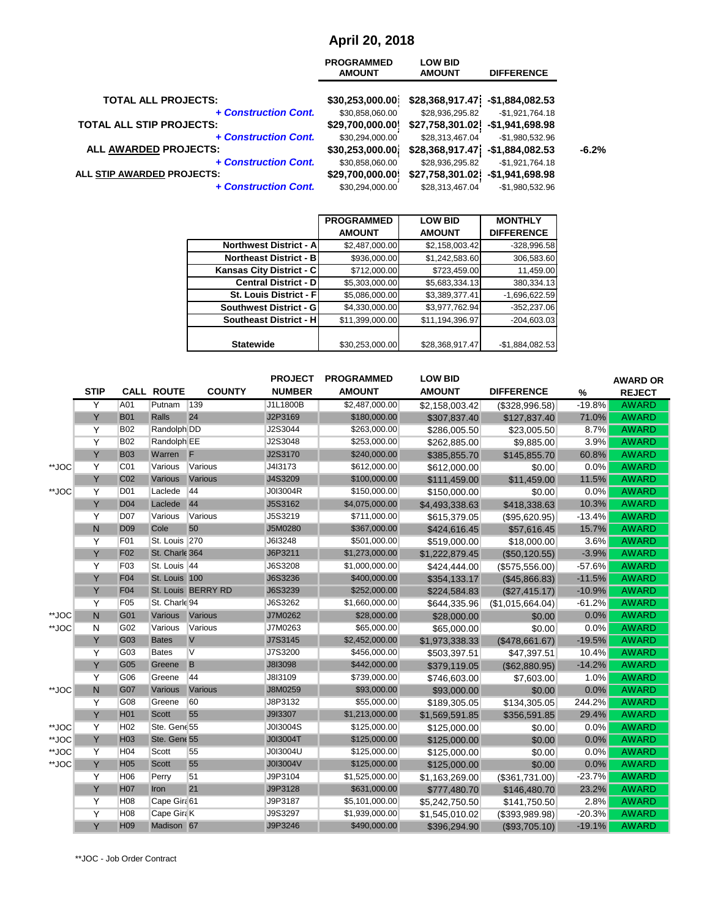# April 20, 2018

| | PROGRAMMED AMOUNT | LOW BID AMOUNT | DIFFERENCE | |
|---|---|---|---|---|
| **TOTAL ALL PROJECTS:** | $30,253,000.00 | $28,368,917.47 | -$1,884,082.53 | |
| ***+ Construction Cont.*** | $30,858,060.00 | $28,936,295.82 | -$1,921,764.18 | |
| **TOTAL ALL STIP PROJECTS:** | $29,700,000.00 | $27,758,301.02 | -$1,941,698.98 | |
| ***+ Construction Cont.*** | $30,294,000.00 | $28,313,467.04 | -$1,980,532.96 | |
| **ALL AWARDED PROJECTS:** | $30,253,000.00 | $28,368,917.47 | -$1,884,082.53 | -6.2% |
| ***+ Construction Cont.*** | $30,858,060.00 | $28,936,295.82 | -$1,921,764.18 | |
| **ALL STIP AWARDED PROJECTS:** | $29,700,000.00 | $27,758,301.02 | -$1,941,698.98 | |
| ***+ Construction Cont.*** | $30,294,000.00 | $28,313,467.04 | -$1,980,532.96 | |

| | PROGRAMMED AMOUNT | LOW BID AMOUNT | MONTHLY DIFFERENCE |
|---|---|---|---|
| **Northwest District - A** | $2,487,000.00 | $2,158,003.42 | -328,996.58 |
| **Northeast District - B** | $936,000.00 | $1,242,583.60 | 306,583.60 |
| **Kansas City District - C** | $712,000.00 | $723,459.00 | 11,459.00 |
| **Central District - D** | $5,303,000.00 | $5,683,334.13 | 380,334.13 |
| **St. Louis District - F** | $5,086,000.00 | $3,389,377.41 | -1,696,622.59 |
| **Southwest District - G** | $4,330,000.00 | $3,977,762.94 | -352,237.06 |
| **Southeast District - H** | $11,399,000.00 | $11,194,396.97 | -204,603.03 |
| **Statewide** | $30,253,000.00 | $28,368,917.47 | -$1,884,082.53 |

| | STIP | CALL | ROUTE | COUNTY | PROJECT NUMBER | PROGRAMMED AMOUNT | LOW BID AMOUNT | DIFFERENCE | % | AWARD OR REJECT |
|---|---|---|---|---|---|---|---|---|---|---|
| | Y | A01 | Putnam | 139 | J1L1800B | $2,487,000.00 | $2,158,003.42 | ($328,996.58) | -19.8% | AWARD |
| | Y | B01 | Ralls | 24 | J2P3169 | $180,000.00 | $307,837.40 | $127,837.40 | 71.0% | AWARD |
| | Y | B02 | Randolph | DD | J2S3044 | $263,000.00 | $286,005.50 | $23,005.50 | 8.7% | AWARD |
| | Y | B02 | Randolph | EE | J2S3048 | $253,000.00 | $262,885.00 | $9,885.00 | 3.9% | AWARD |
| | Y | B03 | Warren | F | J2S3170 | $240,000.00 | $385,855.70 | $145,855.70 | 60.8% | AWARD |
| **JOC | Y | C01 | Various | Various | J4I3173 | $612,000.00 | $612,000.00 | $0.00 | 0.0% | AWARD |
| | Y | C02 | Various | Various | J4S3209 | $100,000.00 | $111,459.00 | $11,459.00 | 11.5% | AWARD |
| **JOC | Y | D01 | Laclede | 44 | J0I3004R | $150,000.00 | $150,000.00 | $0.00 | 0.0% | AWARD |
| | Y | D04 | Laclede | 44 | J5S3162 | $4,075,000.00 | $4,493,338.63 | $418,338.63 | 10.3% | AWARD |
| | Y | D07 | Various | Various | J5S3219 | $711,000.00 | $615,379.05 | ($95,620.95) | -13.4% | AWARD |
| | N | D09 | Cole | 50 | J5M0280 | $367,000.00 | $424,616.45 | $57,616.45 | 15.7% | AWARD |
| | Y | F01 | St. Louis | 270 | J6I3248 | $501,000.00 | $519,000.00 | $18,000.00 | 3.6% | AWARD |
| | Y | F02 | St. Charle | 364 | J6P3211 | $1,273,000.00 | $1,222,879.45 | ($50,120.55) | -3.9% | AWARD |
| | Y | F03 | St. Louis | 44 | J6S3208 | $1,000,000.00 | $424,444.00 | ($575,556.00) | -57.6% | AWARD |
| | Y | F04 | St. Louis | 100 | J6S3236 | $400,000.00 | $354,133.17 | ($45,866.83) | -11.5% | AWARD |
| | Y | F04 | St. Louis | BERRY RD | J6S3239 | $252,000.00 | $224,584.83 | ($27,415.17) | -10.9% | AWARD |
| | Y | F05 | St. Charle | 94 | J6S3262 | $1,660,000.00 | $644,335.96 | ($1,015,664.04) | -61.2% | AWARD |
| **JOC | N | G01 | Various | Various | J7M0262 | $28,000.00 | $28,000.00 | $0.00 | 0.0% | AWARD |
| **JOC | N | G02 | Various | Various | J7M0263 | $65,000.00 | $65,000.00 | $0.00 | 0.0% | AWARD |
| | Y | G03 | Bates | V | J7S3145 | $2,452,000.00 | $1,973,338.33 | ($478,661.67) | -19.5% | AWARD |
| | Y | G03 | Bates | V | J7S3200 | $456,000.00 | $503,397.51 | $47,397.51 | 10.4% | AWARD |
| | Y | G05 | Greene | B | J8I3098 | $442,000.00 | $379,119.05 | ($62,880.95) | -14.2% | AWARD |
| | Y | G06 | Greene | 44 | J8I3109 | $739,000.00 | $746,603.00 | $7,603.00 | 1.0% | AWARD |
| **JOC | N | G07 | Various | Various | J8M0259 | $93,000.00 | $93,000.00 | $0.00 | 0.0% | AWARD |
| | Y | G08 | Greene | 60 | J8P3132 | $55,000.00 | $189,305.05 | $134,305.05 | 244.2% | AWARD |
| | Y | H01 | Scott | 55 | J9I3307 | $1,213,000.00 | $1,569,591.85 | $356,591.85 | 29.4% | AWARD |
| **JOC | Y | H02 | Ste. Gene | 55 | J0I3004S | $125,000.00 | $125,000.00 | $0.00 | 0.0% | AWARD |
| **JOC | Y | H03 | Ste. Gene | 55 | J0I3004T | $125,000.00 | $125,000.00 | $0.00 | 0.0% | AWARD |
| **JOC | Y | H04 | Scott | 55 | J0I3004U | $125,000.00 | $125,000.00 | $0.00 | 0.0% | AWARD |
| **JOC | Y | H05 | Scott | 55 | J0I3004V | $125,000.00 | $125,000.00 | $0.00 | 0.0% | AWARD |
| | Y | H06 | Perry | 51 | J9P3104 | $1,525,000.00 | $1,163,269.00 | ($361,731.00) | -23.7% | AWARD |
| | Y | H07 | Iron | 21 | J9P3128 | $631,000.00 | $777,480.70 | $146,480.70 | 23.2% | AWARD |
| | Y | H08 | Cape Gira | 61 | J9P3187 | $5,101,000.00 | $5,242,750.50 | $141,750.50 | 2.8% | AWARD |
| | Y | H08 | Cape Gira | K | J9S3297 | $1,939,000.00 | $1,545,010.02 | ($393,989.98) | -20.3% | AWARD |
| | Y | H09 | Madison | 67 | J9P3246 | $490,000.00 | $396,294.90 | ($93,705.10) | -19.1% | AWARD |

**JOC - Job Order Contract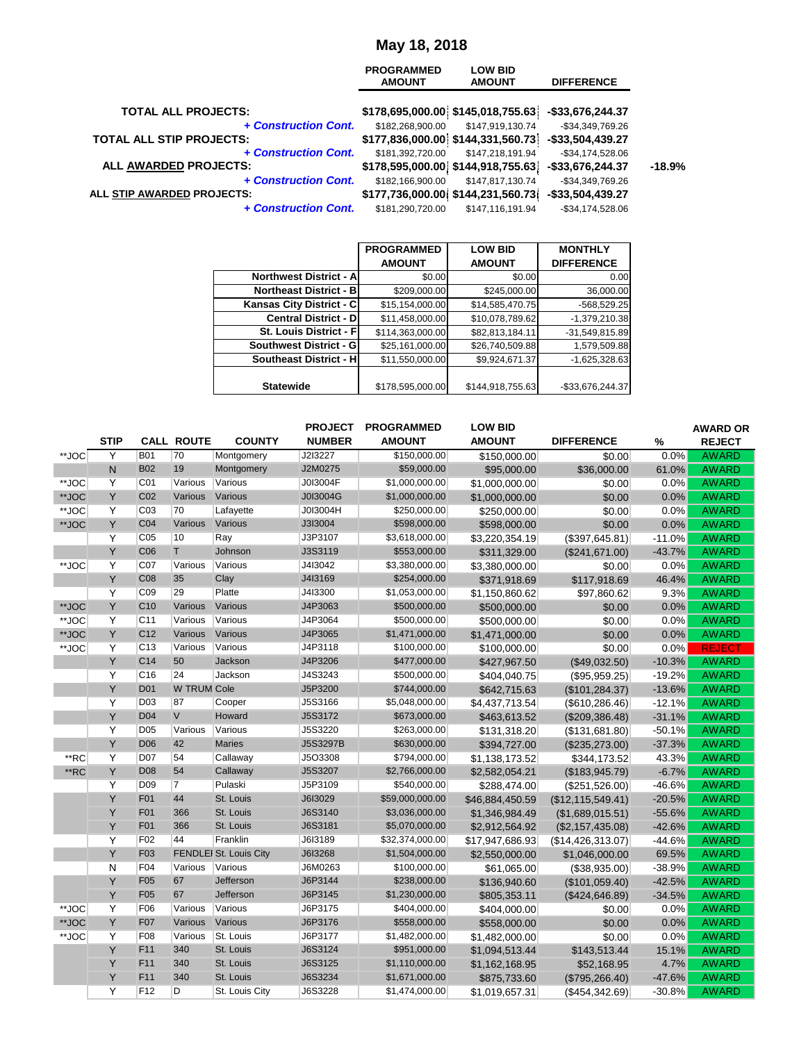# May 18, 2018

| | PROGRAMMED AMOUNT | LOW BID AMOUNT | DIFFERENCE | |
|---|---|---|---|---|
| **TOTAL ALL PROJECTS:** | **$178,695,000.00** | **$145,018,755.63** | **-$33,676,244.37** | |
| ***+ Construction Cont.*** | $182,268,900.00 | $147,919,130.74 | -$34,349,769.26 | |
| **TOTAL ALL STIP PROJECTS:** | **$177,836,000.00** | **$144,331,560.73** | **-$33,504,439.27** | |
| ***+ Construction Cont.*** | $181,392,720.00 | $147,218,191.94 | -$34,174,528.06 | |
| **ALL AWARDED PROJECTS:** | **$178,595,000.00** | **$144,918,755.63** | **-$33,676,244.37** | **-18.9%** |
| ***+ Construction Cont.*** | $182,166,900.00 | $147,817,130.74 | -$34,349,769.26 | |
| **ALL STIP AWARDED PROJECTS:** | **$177,736,000.00** | **$144,231,560.73** | **-$33,504,439.27** | |
| ***+ Construction Cont.*** | $181,290,720.00 | $147,116,191.94 | -$34,174,528.06 | |

| | PROGRAMMED AMOUNT | LOW BID AMOUNT | MONTHLY DIFFERENCE |
|---|---|---|---|
| **Northwest District - A** | $0.00 | $0.00 | 0.00 |
| **Northeast District - B** | $209,000.00 | $245,000.00 | 36,000.00 |
| **Kansas City District - C** | $15,154,000.00 | $14,585,470.75 | -568,529.25 |
| **Central District - D** | $11,458,000.00 | $10,078,789.62 | -1,379,210.38 |
| **St. Louis District - F** | $114,363,000.00 | $82,813,184.11 | -31,549,815.89 |
| **Southwest District - G** | $25,161,000.00 | $26,740,509.88 | 1,579,509.88 |
| **Southeast District - H** | $11,550,000.00 | $9,924,671.37 | -1,625,328.63 |
| **Statewide** | $178,595,000.00 | $144,918,755.63 | -$33,676,244.37 |

| | STIP | CALL | ROUTE | COUNTY | PROJECT NUMBER | PROGRAMMED AMOUNT | LOW BID AMOUNT | DIFFERENCE | % | AWARD OR REJECT |
|---|---|---|---|---|---|---|---|---|---|---|
| **JOC | Y | B01 | 70 | Montgomery | J2I3227 | $150,000.00 | $150,000.00 | $0.00 | 0.0% | AWARD |
| | N | B02 | 19 | Montgomery | J2M0275 | $59,000.00 | $95,000.00 | $36,000.00 | 61.0% | AWARD |
| **JOC | Y | C01 | Various | Various | J0I3004F | $1,000,000.00 | $1,000,000.00 | $0.00 | 0.0% | AWARD |
| **JOC | Y | C02 | Various | Various | J0I3004G | $1,000,000.00 | $1,000,000.00 | $0.00 | 0.0% | AWARD |
| **JOC | Y | C03 | 70 | Lafayette | J0I3004H | $250,000.00 | $250,000.00 | $0.00 | 0.0% | AWARD |
| **JOC | Y | C04 | Various | Various | J3I3004 | $598,000.00 | $598,000.00 | $0.00 | 0.0% | AWARD |
| | Y | C05 | 10 | Ray | J3P3107 | $3,618,000.00 | $3,220,354.19 | ($397,645.81) | -11.0% | AWARD |
| | Y | C06 | T | Johnson | J3S3119 | $553,000.00 | $311,329.00 | ($241,671.00) | -43.7% | AWARD |
| **JOC | Y | C07 | Various | Various | J4I3042 | $3,380,000.00 | $3,380,000.00 | $0.00 | 0.0% | AWARD |
| | Y | C08 | 35 | Clay | J4I3169 | $254,000.00 | $371,918.69 | $117,918.69 | 46.4% | AWARD |
| | Y | C09 | 29 | Platte | J4I3300 | $1,053,000.00 | $1,150,860.62 | $97,860.62 | 9.3% | AWARD |
| **JOC | Y | C10 | Various | Various | J4P3063 | $500,000.00 | $500,000.00 | $0.00 | 0.0% | AWARD |
| **JOC | Y | C11 | Various | Various | J4P3064 | $500,000.00 | $500,000.00 | $0.00 | 0.0% | AWARD |
| **JOC | Y | C12 | Various | Various | J4P3065 | $1,471,000.00 | $1,471,000.00 | $0.00 | 0.0% | AWARD |
| **JOC | Y | C13 | Various | Various | J4P3118 | $100,000.00 | $100,000.00 | $0.00 | 0.0% | REJECT |
| | Y | C14 | 50 | Jackson | J4P3206 | $477,000.00 | $427,967.50 | ($49,032.50) | -10.3% | AWARD |
| | Y | C16 | 24 | Jackson | J4S3243 | $500,000.00 | $404,040.75 | ($95,959.25) | -19.2% | AWARD |
| | Y | D01 | W TRUM | Cole | J5P3200 | $744,000.00 | $642,715.63 | ($101,284.37) | -13.6% | AWARD |
| | Y | D03 | 87 | Cooper | J5S3166 | $5,048,000.00 | $4,437,713.54 | ($610,286.46) | -12.1% | AWARD |
| | Y | D04 | V | Howard | J5S3172 | $673,000.00 | $463,613.52 | ($209,386.48) | -31.1% | AWARD |
| | Y | D05 | Various | Various | J5S3220 | $263,000.00 | $131,318.20 | ($131,681.80) | -50.1% | AWARD |
| | Y | D06 | 42 | Maries | J5S3297B | $630,000.00 | $394,727.00 | ($235,273.00) | -37.3% | AWARD |
| **RC | Y | D07 | 54 | Callaway | J5O3308 | $794,000.00 | $1,138,173.52 | $344,173.52 | 43.3% | AWARD |
| **RC | Y | D08 | 54 | Callaway | J5S3207 | $2,766,000.00 | $2,582,054.21 | ($183,945.79) | -6.7% | AWARD |
| | Y | D09 | 7 | Pulaski | J5P3109 | $540,000.00 | $288,474.00 | ($251,526.00) | -46.6% | AWARD |
| | Y | F01 | 44 | St. Louis | J6I3029 | $59,000,000.00 | $46,884,450.59 | ($12,115,549.41) | -20.5% | AWARD |
| | Y | F01 | 366 | St. Louis | J6S3140 | $3,036,000.00 | $1,346,984.49 | ($1,689,015.51) | -55.6% | AWARD |
| | Y | F01 | 366 | St. Louis | J6S3181 | $5,070,000.00 | $2,912,564.92 | ($2,157,435.08) | -42.6% | AWARD |
| | Y | F02 | 44 | Franklin | J6I3189 | $32,374,000.00 | $17,947,686.93 | ($14,426,313.07) | -44.6% | AWARD |
| | Y | F03 | FENDLEI | St. Louis City | J6I3268 | $1,504,000.00 | $2,550,000.00 | $1,046,000.00 | 69.5% | AWARD |
| | N | F04 | Various | Various | J6M0263 | $100,000.00 | $61,065.00 | ($38,935.00) | -38.9% | AWARD |
| | Y | F05 | 67 | Jefferson | J6P3144 | $238,000.00 | $136,940.60 | ($101,059.40) | -42.5% | AWARD |
| | Y | F05 | 67 | Jefferson | J6P3145 | $1,230,000.00 | $805,353.11 | ($424,646.89) | -34.5% | AWARD |
| **JOC | Y | F06 | Various | Various | J6P3175 | $404,000.00 | $404,000.00 | $0.00 | 0.0% | AWARD |
| **JOC | Y | F07 | Various | Various | J6P3176 | $558,000.00 | $558,000.00 | $0.00 | 0.0% | AWARD |
| **JOC | Y | F08 | Various | St. Louis | J6P3177 | $1,482,000.00 | $1,482,000.00 | $0.00 | 0.0% | AWARD |
| | Y | F11 | 340 | St. Louis | J6S3124 | $951,000.00 | $1,094,513.44 | $143,513.44 | 15.1% | AWARD |
| | Y | F11 | 340 | St. Louis | J6S3125 | $1,110,000.00 | $1,162,168.95 | $52,168.95 | 4.7% | AWARD |
| | Y | F11 | 340 | St. Louis | J6S3234 | $1,671,000.00 | $875,733.60 | ($795,266.40) | -47.6% | AWARD |
| | Y | F12 | D | St. Louis City | J6S3228 | $1,474,000.00 | $1,019,657.31 | ($454,342.69) | -30.8% | AWARD |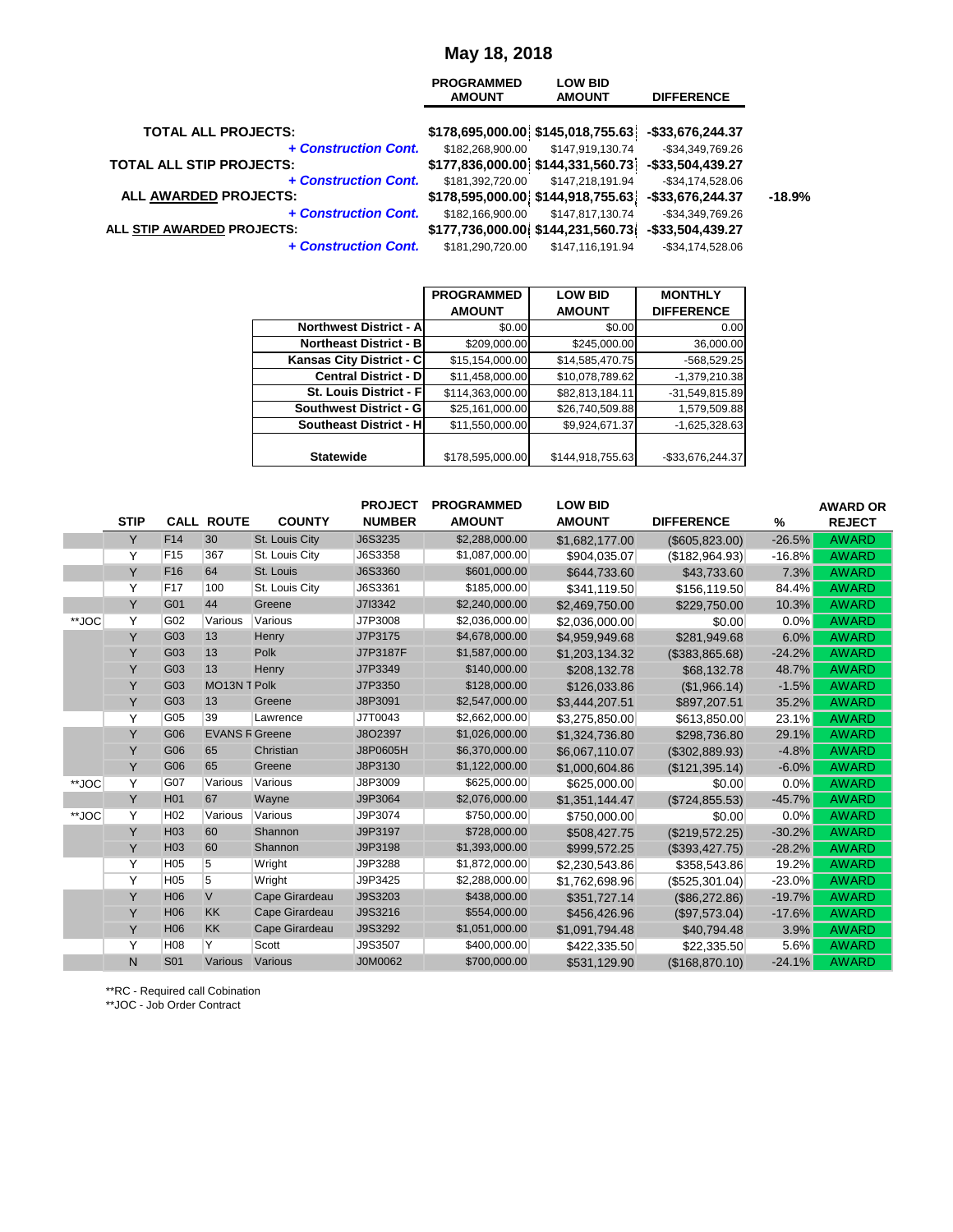# May 18, 2018

| | PROGRAMMED AMOUNT | LOW BID AMOUNT | DIFFERENCE | |
|---|---|---|---|---|
| **TOTAL ALL PROJECTS:** | **$178,695,000.00** | **$145,018,755.63** | **-$33,676,244.37** | |
| ***+ Construction Cont.*** | $182,268,900.00 | $147,919,130.74 | -$34,349,769.26 | |
| **TOTAL ALL STIP PROJECTS:** | **$177,836,000.00** | **$144,331,560.73** | **-$33,504,439.27** | |
| ***+ Construction Cont.*** | $181,392,720.00 | $147,218,191.94 | -$34,174,528.06 | |
| **ALL AWARDED PROJECTS:** | **$178,595,000.00** | **$144,918,755.63** | **-$33,676,244.37** | **-18.9%** |
| ***+ Construction Cont.*** | $182,166,900.00 | $147,817,130.74 | -$34,349,769.26 | |
| **ALL STIP AWARDED PROJECTS:** | **$177,736,000.00** | **$144,231,560.73** | **-$33,504,439.27** | |
| ***+ Construction Cont.*** | $181,290,720.00 | $147,116,191.94 | -$34,174,528.06 | |

| | PROGRAMMED AMOUNT | LOW BID AMOUNT | MONTHLY DIFFERENCE |
|---|---|---|---|
| **Northwest District - A** | $0.00 | $0.00 | 0.00 |
| **Northeast District - B** | $209,000.00 | $245,000.00 | 36,000.00 |
| **Kansas City District - C** | $15,154,000.00 | $14,585,470.75 | -568,529.25 |
| **Central District - D** | $11,458,000.00 | $10,078,789.62 | -1,379,210.38 |
| **St. Louis District - F** | $114,363,000.00 | $82,813,184.11 | -31,549,815.89 |
| **Southwest District - G** | $25,161,000.00 | $26,740,509.88 | 1,579,509.88 |
| **Southeast District - H** | $11,550,000.00 | $9,924,671.37 | -1,625,328.63 |
| **Statewide** | $178,595,000.00 | $144,918,755.63 | -$33,676,244.37 |

| | STIP | CALL | ROUTE | COUNTY | PROJECT NUMBER | PROGRAMMED AMOUNT | LOW BID AMOUNT | DIFFERENCE | % | AWARD OR REJECT |
|---|---|---|---|---|---|---|---|---|---|---|
| | Y | F14 | 30 | St. Louis City | J6S3235 | $2,288,000.00 | $1,682,177.00 | ($605,823.00) | -26.5% | AWARD |
| | Y | F15 | 367 | St. Louis City | J6S3358 | $1,087,000.00 | $904,035.07 | ($182,964.93) | -16.8% | AWARD |
| | Y | F16 | 64 | St. Louis | J6S3360 | $601,000.00 | $644,733.60 | $43,733.60 | 7.3% | AWARD |
| | Y | F17 | 100 | St. Louis City | J6S3361 | $185,000.00 | $341,119.50 | $156,119.50 | 84.4% | AWARD |
| | Y | G01 | 44 | Greene | J7I3342 | $2,240,000.00 | $2,469,750.00 | $229,750.00 | 10.3% | AWARD |
| **JOC | Y | G02 | Various | Various | J7P3008 | $2,036,000.00 | $2,036,000.00 | $0.00 | 0.0% | AWARD |
| | Y | G03 | 13 | Henry | J7P3175 | $4,678,000.00 | $4,959,949.68 | $281,949.68 | 6.0% | AWARD |
| | Y | G03 | 13 | Polk | J7P3187F | $1,587,000.00 | $1,203,134.32 | ($383,865.68) | -24.2% | AWARD |
| | Y | G03 | 13 | Henry | J7P3349 | $140,000.00 | $208,132.78 | $68,132.78 | 48.7% | AWARD |
| | Y | G03 | MO13N T | Polk | J7P3350 | $128,000.00 | $126,033.86 | ($1,966.14) | -1.5% | AWARD |
| | Y | G03 | 13 | Greene | J8P3091 | $2,547,000.00 | $3,444,207.51 | $897,207.51 | 35.2% | AWARD |
| | Y | G05 | 39 | Lawrence | J7T0043 | $2,662,000.00 | $3,275,850.00 | $613,850.00 | 23.1% | AWARD |
| | Y | G06 | EVANS F | Greene | J8O2397 | $1,026,000.00 | $1,324,736.80 | $298,736.80 | 29.1% | AWARD |
| | Y | G06 | 65 | Christian | J8P0605H | $6,370,000.00 | $6,067,110.07 | ($302,889.93) | -4.8% | AWARD |
| | Y | G06 | 65 | Greene | J8P3130 | $1,122,000.00 | $1,000,604.86 | ($121,395.14) | -6.0% | AWARD |
| **JOC | Y | G07 | Various | Various | J8P3009 | $625,000.00 | $625,000.00 | $0.00 | 0.0% | AWARD |
| | Y | H01 | 67 | Wayne | J9P3064 | $2,076,000.00 | $1,351,144.47 | ($724,855.53) | -45.7% | AWARD |
| **JOC | Y | H02 | Various | Various | J9P3074 | $750,000.00 | $750,000.00 | $0.00 | 0.0% | AWARD |
| | Y | H03 | 60 | Shannon | J9P3197 | $728,000.00 | $508,427.75 | ($219,572.25) | -30.2% | AWARD |
| | Y | H03 | 60 | Shannon | J9P3198 | $1,393,000.00 | $999,572.25 | ($393,427.75) | -28.2% | AWARD |
| | Y | H05 | 5 | Wright | J9P3288 | $1,872,000.00 | $2,230,543.86 | $358,543.86 | 19.2% | AWARD |
| | Y | H05 | 5 | Wright | J9P3425 | $2,288,000.00 | $1,762,698.96 | ($525,301.04) | -23.0% | AWARD |
| | Y | H06 | V | Cape Girardeau | J9S3203 | $438,000.00 | $351,727.14 | ($86,272.86) | -19.7% | AWARD |
| | Y | H06 | KK | Cape Girardeau | J9S3216 | $554,000.00 | $456,426.96 | ($97,573.04) | -17.6% | AWARD |
| | Y | H06 | KK | Cape Girardeau | J9S3292 | $1,051,000.00 | $1,091,794.48 | $40,794.48 | 3.9% | AWARD |
| | Y | H08 | Y | Scott | J9S3507 | $400,000.00 | $422,335.50 | $22,335.50 | 5.6% | AWARD |
| | N | S01 | Various | Various | J0M0062 | $700,000.00 | $531,129.90 | ($168,870.10) | -24.1% | AWARD |

**RC - Required call Cobination

**JOC - Job Order Contract